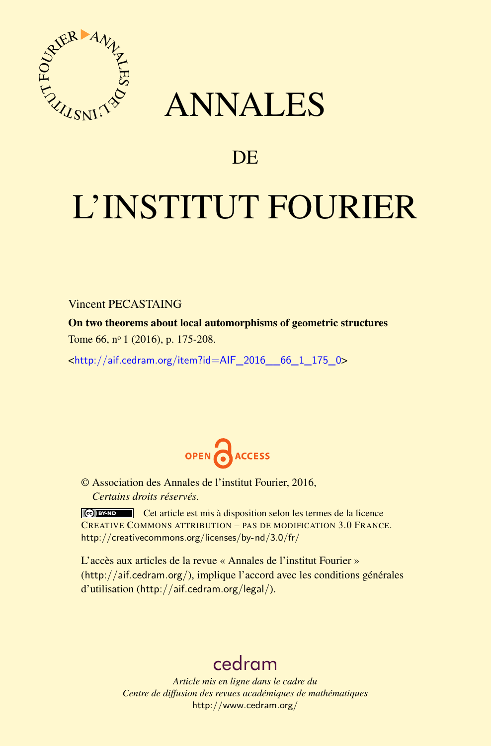# ANNALES

## DE

# L'INSTITUT FOURIER

Vincent PECASTAING

**On two theorems about local automorphisms of geometric structures**

Tome 66, n$^{o}$ 1 (2016), p. 175-208.

<http://aif.cedram.org/item?id=AIF_2016__66_1_175_0>

OPEN ACCESS

© Association des Annales de l'institut Fourier, 2016,
*Certains droits réservés.*

Cet article est mis à disposition selon les termes de la licence CREATIVE COMMONS ATTRIBUTION – PAS DE MODIFICATION 3.0 FRANCE.
http://creativecommons.org/licenses/by-nd/3.0/fr/

L'accès aux articles de la revue « Annales de l'institut Fourier » (http://aif.cedram.org/), implique l'accord avec les conditions générales d'utilisation (http://aif.cedram.org/legal/).

cedram

*Article mis en ligne dans le cadre du*
*Centre de diffusion des revues académiques de mathématiques*
http://www.cedram.org/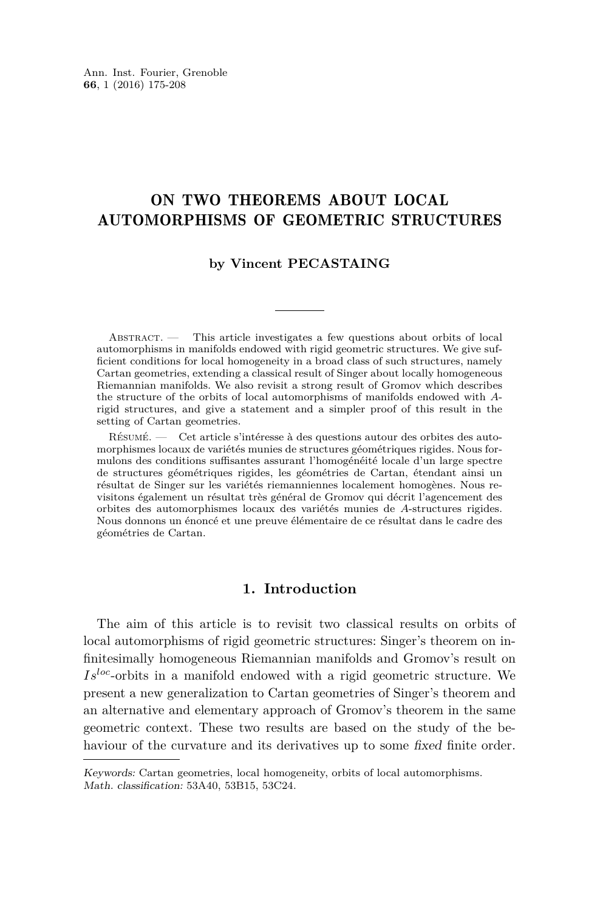# ON TWO THEOREMS ABOUT LOCAL AUTOMORPHISMS OF GEOMETRIC STRUCTURES

**by Vincent PECASTAING**

Abstract. — This article investigates a few questions about orbits of local automorphisms in manifolds endowed with rigid geometric structures. We give sufficient conditions for local homogeneity in a broad class of such structures, namely Cartan geometries, extending a classical result of Singer about locally homogeneous Riemannian manifolds. We also revisit a strong result of Gromov which describes the structure of the orbits of local automorphisms of manifolds endowed with $A$-rigid structures, and give a statement and a simpler proof of this result in the setting of Cartan geometries.

Résumé. — Cet article s'intéresse à des questions autour des orbites des automorphismes locaux de variétés munies de structures géométriques rigides. Nous formulons des conditions suffisantes assurant l'homogénéité locale d'un large spectre de structures géométriques rigides, les géométries de Cartan, étendant ainsi un résultat de Singer sur les variétés riemanniennes localement homogènes. Nous revisitons également un résultat très général de Gromov qui décrit l'agencement des orbites des automorphismes locaux des variétés munies de $A$-structures rigides. Nous donnons un énoncé et une preuve élémentaire de ce résultat dans le cadre des géométries de Cartan.

## 1. Introduction

The aim of this article is to revisit two classical results on orbits of local automorphisms of rigid geometric structures: Singer's theorem on infinitesimally homogeneous Riemannian manifolds and Gromov's result on $Is^{loc}$-orbits in a manifold endowed with a rigid geometric structure. We present a new generalization to Cartan geometries of Singer's theorem and an alternative and elementary approach of Gromov's theorem in the same geometric context. These two results are based on the study of the behaviour of the curvature and its derivatives up to some *fixed* finite order.

*Keywords:* Cartan geometries, local homogeneity, orbits of local automorphisms.
*Math. classification:* 53A40, 53B15, 53C24.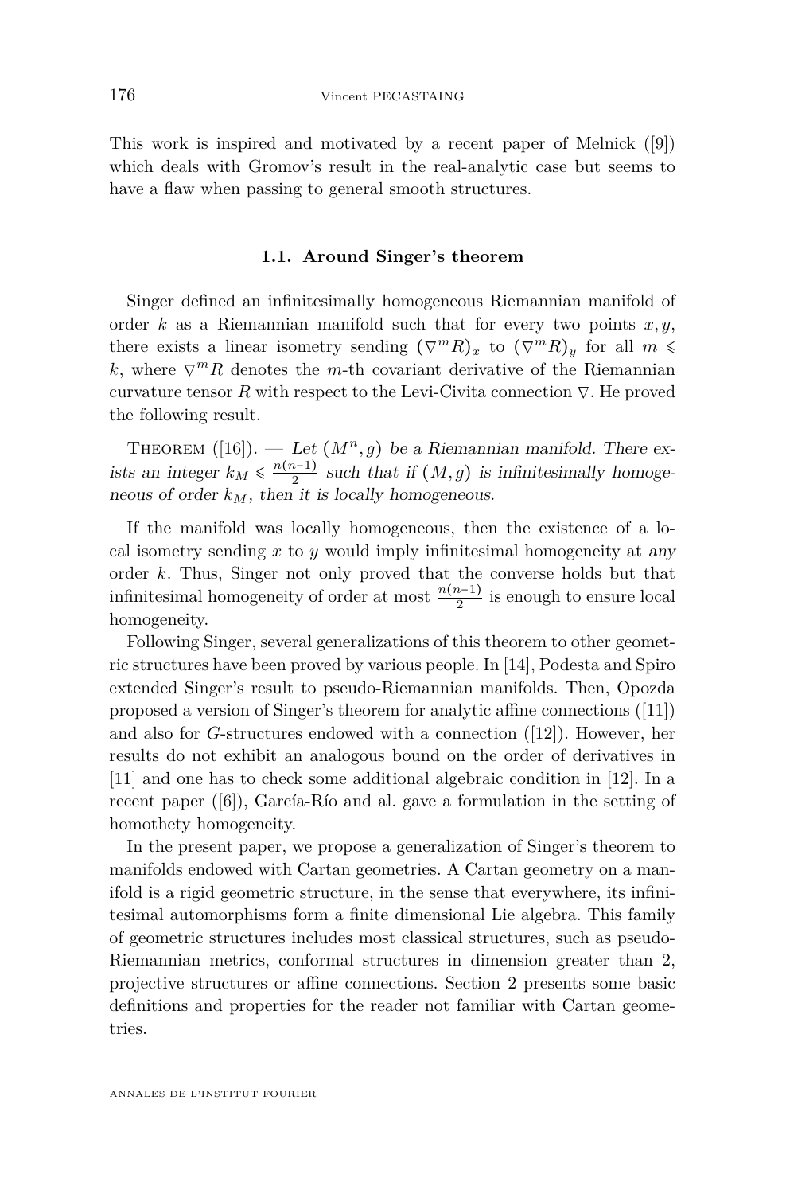This work is inspired and motivated by a recent paper of Melnick ([9]) which deals with Gromov's result in the real-analytic case but seems to have a flaw when passing to general smooth structures.

### 1.1. Around Singer's theorem

Singer defined an infinitesimally homogeneous Riemannian manifold of order $k$ as a Riemannian manifold such that for every two points $x, y$, there exists a linear isometry sending $(\nabla^m R)_x$ to $(\nabla^m R)_y$ for all $m \leqslant k$, where $\nabla^m R$ denotes the $m$-th covariant derivative of the Riemannian curvature tensor $R$ with respect to the Levi-Civita connection $\nabla$. He proved the following result.

Theorem ([16]). — *Let $(M^n, g)$ be a Riemannian manifold. There exists an integer $k_M \leqslant \frac{n(n-1)}{2}$ such that if $(M, g)$ is infinitesimally homogeneous of order $k_M$, then it is locally homogeneous.*

If the manifold was locally homogeneous, then the existence of a local isometry sending $x$ to $y$ would imply infinitesimal homogeneity at *any* order $k$. Thus, Singer not only proved that the converse holds but that infinitesimal homogeneity of order at most $\frac{n(n-1)}{2}$ is enough to ensure local homogeneity.

Following Singer, several generalizations of this theorem to other geometric structures have been proved by various people. In [14], Podesta and Spiro extended Singer's result to pseudo-Riemannian manifolds. Then, Opozda proposed a version of Singer's theorem for analytic affine connections ([11]) and also for $G$-structures endowed with a connection ([12]). However, her results do not exhibit an analogous bound on the order of derivatives in [11] and one has to check some additional algebraic condition in [12]. In a recent paper ([6]), García-Río and al. gave a formulation in the setting of homothety homogeneity.

In the present paper, we propose a generalization of Singer's theorem to manifolds endowed with Cartan geometries. A Cartan geometry on a manifold is a rigid geometric structure, in the sense that everywhere, its infinitesimal automorphisms form a finite dimensional Lie algebra. This family of geometric structures includes most classical structures, such as pseudo-Riemannian metrics, conformal structures in dimension greater than 2, projective structures or affine connections. Section 2 presents some basic definitions and properties for the reader not familiar with Cartan geometries.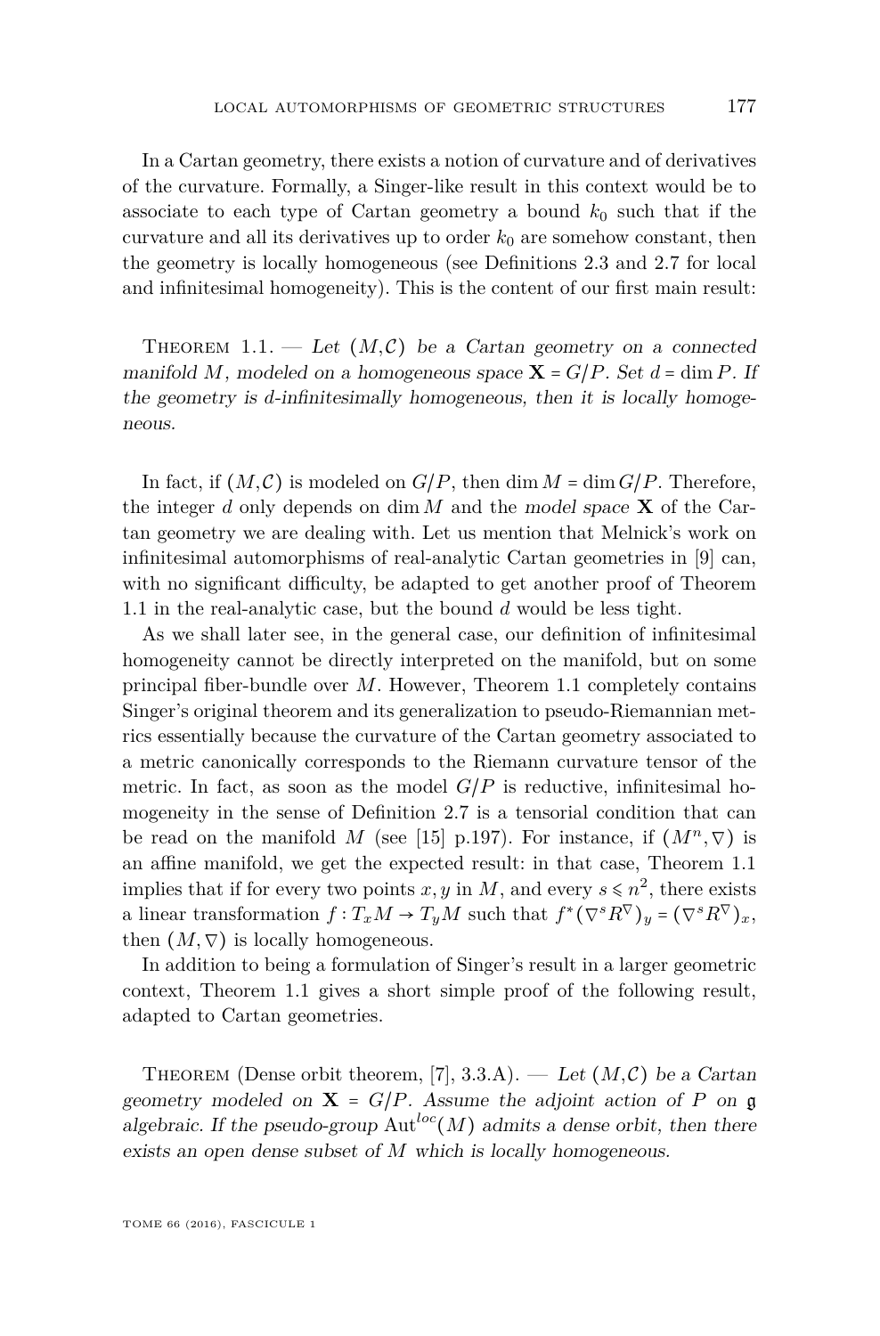In a Cartan geometry, there exists a notion of curvature and of derivatives of the curvature. Formally, a Singer-like result in this context would be to associate to each type of Cartan geometry a bound $k_0$ such that if the curvature and all its derivatives up to order $k_0$ are somehow constant, then the geometry is locally homogeneous (see Definitions 2.3 and 2.7 for local and infinitesimal homogeneity). This is the content of our first main result:

Theorem 1.1. — *Let $(M,\mathcal{C})$ be a Cartan geometry on a connected manifold $M$, modeled on a homogeneous space $\mathbf{X} = G/P$. Set $d = \dim P$. If the geometry is $d$-infinitesimally homogeneous, then it is locally homogeneous.*

In fact, if $(M,\mathcal{C})$ is modeled on $G/P$, then $\dim M = \dim G/P$. Therefore, the integer $d$ only depends on $\dim M$ and the *model space* $\mathbf{X}$ of the Cartan geometry we are dealing with. Let us mention that Melnick's work on infinitesimal automorphisms of real-analytic Cartan geometries in [9] can, with no significant difficulty, be adapted to get another proof of Theorem 1.1 in the real-analytic case, but the bound $d$ would be less tight.

As we shall later see, in the general case, our definition of infinitesimal homogeneity cannot be directly interpreted on the manifold, but on some principal fiber-bundle over $M$. However, Theorem 1.1 completely contains Singer's original theorem and its generalization to pseudo-Riemannian metrics essentially because the curvature of the Cartan geometry associated to a metric canonically corresponds to the Riemann curvature tensor of the metric. In fact, as soon as the model $G/P$ is reductive, infinitesimal homogeneity in the sense of Definition 2.7 is a tensorial condition that can be read on the manifold $M$ (see [15] p.197). For instance, if $(M^n,\nabla)$ is an affine manifold, we get the expected result: in that case, Theorem 1.1 implies that if for every two points $x,y$ in $M$, and every $s \leqslant n^2$, there exists a linear transformation $f : T_xM \to T_yM$ such that $f^*(\nabla^s R^\nabla)_y = (\nabla^s R^\nabla)_x$, then $(M,\nabla)$ is locally homogeneous.

In addition to being a formulation of Singer's result in a larger geometric context, Theorem 1.1 gives a short simple proof of the following result, adapted to Cartan geometries.

Theorem (Dense orbit theorem, [7], 3.3.A). — *Let $(M,\mathcal{C})$ be a Cartan geometry modeled on $\mathbf{X} = G/P$. Assume the adjoint action of $P$ on $\mathfrak{g}$ algebraic. If the pseudo-group $\mathrm{Aut}^{loc}(M)$ admits a dense orbit, then there exists an open dense subset of $M$ which is locally homogeneous.*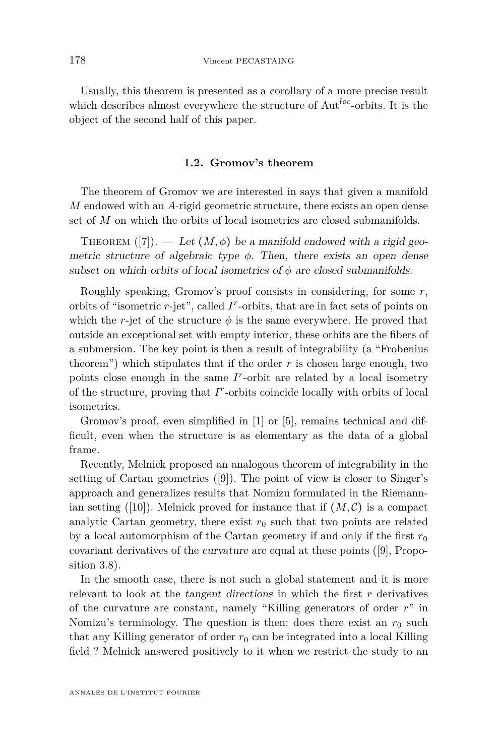Usually, this theorem is presented as a corollary of a more precise result which describes almost everywhere the structure of $\mathrm{Aut}^{loc}$-orbits. It is the object of the second half of this paper.

### 1.2. Gromov's theorem

The theorem of Gromov we are interested in says that given a manifold $M$ endowed with an $A$-rigid geometric structure, there exists an open dense set of $M$ on which the orbits of local isometries are closed submanifolds.

Theorem ([7]). — *Let $(M, \phi)$ be a manifold endowed with a rigid geometric structure of algebraic type $\phi$. Then, there exists an open dense subset on which orbits of local isometries of $\phi$ are closed submanifolds.*

Roughly speaking, Gromov's proof consists in considering, for some $r$, orbits of "isometric $r$-jet", called $I^r$-orbits, that are in fact sets of points on which the $r$-jet of the structure $\phi$ is the same everywhere. He proved that outside an exceptional set with empty interior, these orbits are the fibers of a submersion. The key point is then a result of integrability (a "Frobenius theorem") which stipulates that if the order $r$ is chosen large enough, two points close enough in the same $I^r$-orbit are related by a local isometry of the structure, proving that $I^r$-orbits coincide locally with orbits of local isometries.

Gromov's proof, even simplified in [1] or [5], remains technical and difficult, even when the structure is as elementary as the data of a global frame.

Recently, Melnick proposed an analogous theorem of integrability in the setting of Cartan geometries ([9]). The point of view is closer to Singer's approach and generalizes results that Nomizu formulated in the Riemannian setting ([10]). Melnick proved for instance that if $(M, \mathcal{C})$ is a compact analytic Cartan geometry, there exist $r_0$ such that two points are related by a local automorphism of the Cartan geometry if and only if the first $r_0$ covariant derivatives of the *curvature* are equal at these points ([9], Proposition 3.8).

In the smooth case, there is not such a global statement and it is more relevant to look at the *tangent directions* in which the first $r$ derivatives of the curvature are constant, namely "Killing generators of order $r$" in Nomizu's terminology. The question is then: does there exist an $r_0$ such that any Killing generator of order $r_0$ can be integrated into a local Killing field ? Melnick answered positively to it when we restrict the study to an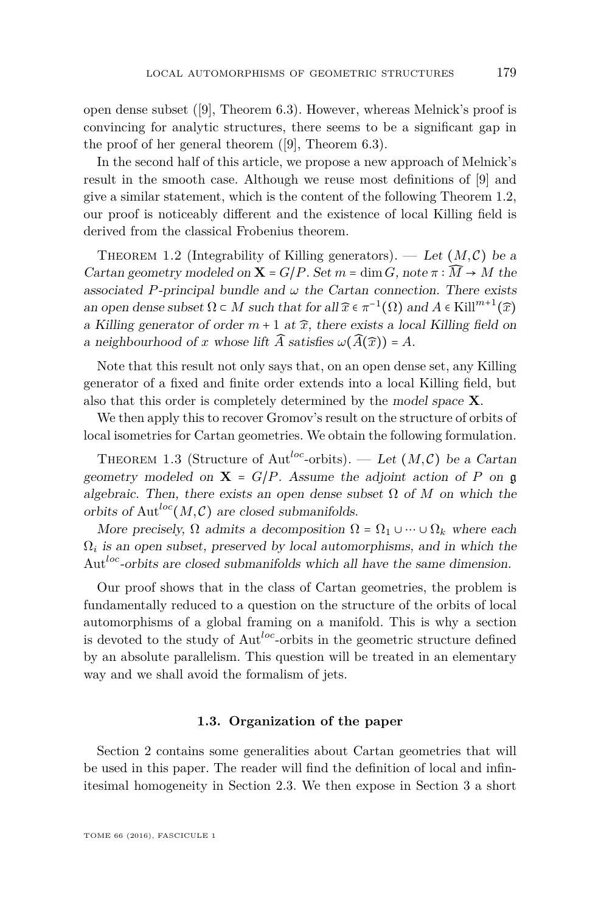open dense subset ([9], Theorem 6.3). However, whereas Melnick's proof is convincing for analytic structures, there seems to be a significant gap in the proof of her general theorem ([9], Theorem 6.3).

In the second half of this article, we propose a new approach of Melnick's result in the smooth case. Although we reuse most definitions of [9] and give a similar statement, which is the content of the following Theorem 1.2, our proof is noticeably different and the existence of local Killing field is derived from the classical Frobenius theorem.

Theorem 1.2 (Integrability of Killing generators). — *Let $(M,\mathcal{C})$ be a Cartan geometry modeled on $\mathbf{X} = G/P$. Set $m = \dim G$, note $\pi : \widehat{M} \to M$ the associated $P$-principal bundle and $\omega$ the Cartan connection. There exists an open dense subset $\Omega \subset M$ such that for all $\widehat{x} \in \pi^{-1}(\Omega)$ and $A \in \mathrm{Kill}^{m+1}(\widehat{x})$ a Killing generator of order $m+1$ at $\widehat{x}$, there exists a local Killing field on a neighbourhood of $x$ whose lift $\widehat{A}$ satisfies $\omega(\widehat{A}(\widehat{x})) = A$.*

Note that this result not only says that, on an open dense set, any Killing generator of a fixed and finite order extends into a local Killing field, but also that this order is completely determined by the *model space* $\mathbf{X}$.

We then apply this to recover Gromov's result on the structure of orbits of local isometries for Cartan geometries. We obtain the following formulation.

Theorem 1.3 (Structure of $\mathrm{Aut}^{loc}$-orbits). — *Let $(M,\mathcal{C})$ be a Cartan geometry modeled on $\mathbf{X} = G/P$. Assume the adjoint action of $P$ on $\mathfrak{g}$ algebraic. Then, there exists an open dense subset $\Omega$ of $M$ on which the orbits of $\mathrm{Aut}^{loc}(M,\mathcal{C})$ are closed submanifolds.*

*More precisely, $\Omega$ admits a decomposition $\Omega = \Omega_1 \cup \cdots \cup \Omega_k$ where each $\Omega_i$ is an open subset, preserved by local automorphisms, and in which the $\mathrm{Aut}^{loc}$-orbits are closed submanifolds which all have the same dimension.*

Our proof shows that in the class of Cartan geometries, the problem is fundamentally reduced to a question on the structure of the orbits of local automorphisms of a global framing on a manifold. This is why a section is devoted to the study of $\mathrm{Aut}^{loc}$-orbits in the geometric structure defined by an absolute parallelism. This question will be treated in an elementary way and we shall avoid the formalism of jets.

### 1.3. Organization of the paper

Section 2 contains some generalities about Cartan geometries that will be used in this paper. The reader will find the definition of local and infinitesimal homogeneity in Section 2.3. We then expose in Section 3 a short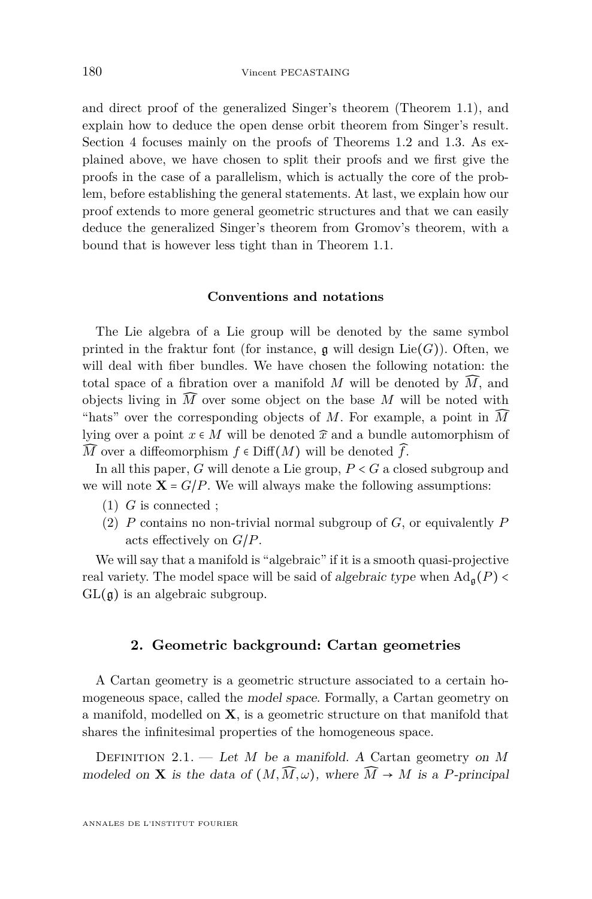and direct proof of the generalized Singer's theorem (Theorem 1.1), and explain how to deduce the open dense orbit theorem from Singer's result. Section 4 focuses mainly on the proofs of Theorems 1.2 and 1.3. As explained above, we have chosen to split their proofs and we first give the proofs in the case of a parallelism, which is actually the core of the problem, before establishing the general statements. At last, we explain how our proof extends to more general geometric structures and that we can easily deduce the generalized Singer's theorem from Gromov's theorem, with a bound that is however less tight than in Theorem 1.1.

### Conventions and notations

The Lie algebra of a Lie group will be denoted by the same symbol printed in the fraktur font (for instance, $\mathfrak{g}$ will design $\mathrm{Lie}(G)$). Often, we will deal with fiber bundles. We have chosen the following notation: the total space of a fibration over a manifold $M$ will be denoted by $\widehat{M}$, and objects living in $\widehat{M}$ over some object on the base $M$ will be noted with "hats" over the corresponding objects of $M$. For example, a point in $\widehat{M}$ lying over a point $x \in M$ will be denoted $\widehat{x}$ and a bundle automorphism of $\widehat{M}$ over a diffeomorphism $f \in \mathrm{Diff}(M)$ will be denoted $\widehat{f}$.

In all this paper, $G$ will denote a Lie group, $P < G$ a closed subgroup and we will note $\mathbf{X} = G/P$. We will always make the following assumptions:

(1) $G$ is connected ;
(2) $P$ contains no non-trivial normal subgroup of $G$, or equivalently $P$ acts effectively on $G/P$.

We will say that a manifold is "algebraic" if it is a smooth quasi-projective real variety. The model space will be said of *algebraic type* when $\mathrm{Ad}_{\mathfrak{g}}(P) < \mathrm{GL}(\mathfrak{g})$ is an algebraic subgroup.

## 2. Geometric background: Cartan geometries

A Cartan geometry is a geometric structure associated to a certain homogeneous space, called the *model space*. Formally, a Cartan geometry on a manifold, modelled on $\mathbf{X}$, is a geometric structure on that manifold that shares the infinitesimal properties of the homogeneous space.

Definition 2.1. — *Let $M$ be a manifold. A* Cartan geometry *on $M$ modeled on $\mathbf{X}$ is the data of $(M, \widehat{M}, \omega)$, where $\widehat{M} \to M$ is a $P$-principal*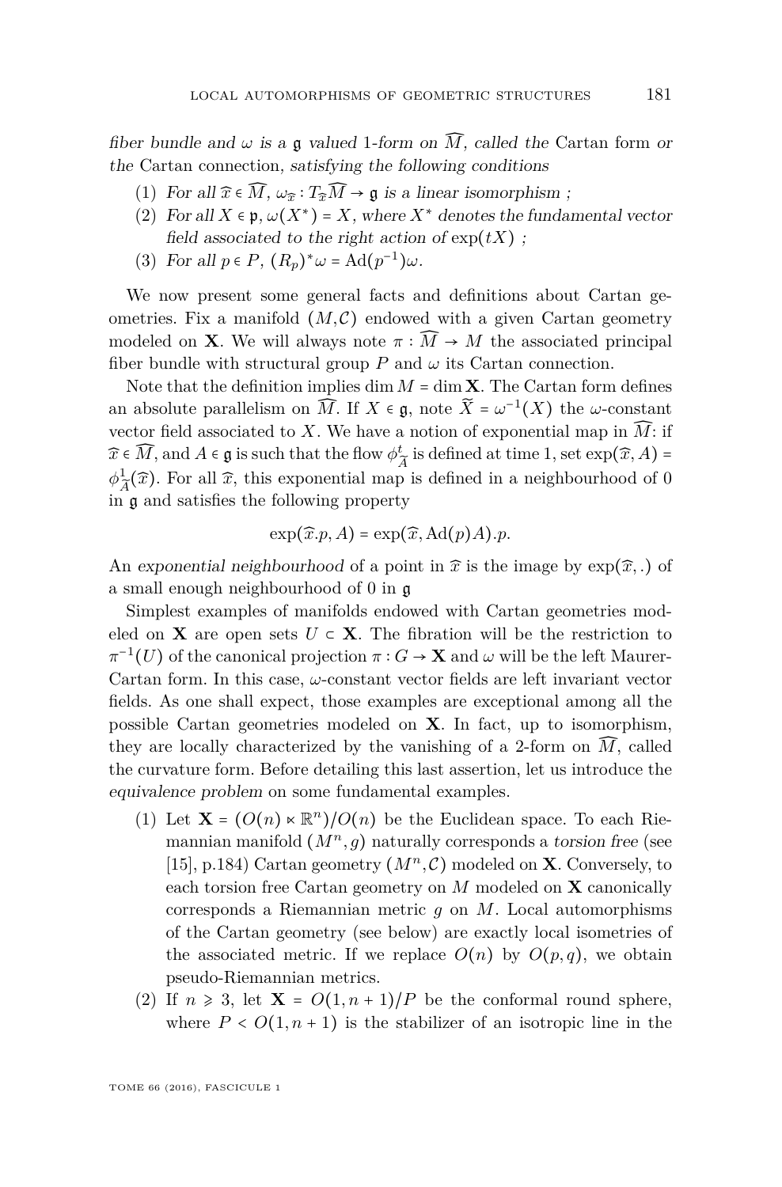*fiber bundle and* $\omega$ *is a* $\mathfrak{g}$ *valued* 1*-form on* $\widehat{M}$*, called the* Cartan form *or the* Cartan connection*, satisfying the following conditions*

1. *For all* $\widehat{x} \in \widehat{M}$*,* $\omega_{\widehat{x}} : T_{\widehat{x}}\widehat{M} \to \mathfrak{g}$ *is a linear isomorphism ;*
2. *For all* $X \in \mathfrak{p}$*,* $\omega(X^*) = X$*, where* $X^*$ *denotes the fundamental vector field associated to the right action of* $\exp(tX)$ *;*
3. *For all* $p \in P$*,* $(R_p)^*\omega = \mathrm{Ad}(p^{-1})\omega$*.*

We now present some general facts and definitions about Cartan geometries. Fix a manifold $(M, \mathcal{C})$ endowed with a given Cartan geometry modeled on $\mathbf{X}$. We will always note $\pi : \widehat{M} \to M$ the associated principal fiber bundle with structural group $P$ and $\omega$ its Cartan connection.

Note that the definition implies $\dim M = \dim \mathbf{X}$. The Cartan form defines an absolute parallelism on $\widehat{M}$. If $X \in \mathfrak{g}$, note $\widetilde{X} = \omega^{-1}(X)$ the $\omega$-constant vector field associated to $X$. We have a notion of exponential map in $\widehat{M}$: if $\widehat{x} \in \widehat{M}$, and $A \in \mathfrak{g}$ is such that the flow $\phi^t_{\widetilde{A}}$ is defined at time 1, set $\exp(\widehat{x}, A) = \phi^1_{\widetilde{A}}(\widehat{x})$. For all $\widehat{x}$, this exponential map is defined in a neighbourhood of 0 in $\mathfrak{g}$ and satisfies the following property

$$\exp(\widehat{x}.p, A) = \exp(\widehat{x}, \mathrm{Ad}(p)A).p.$$

An *exponential neighbourhood* of a point in $\widehat{x}$ is the image by $\exp(\widehat{x}, .)$ of a small enough neighbourhood of 0 in $\mathfrak{g}$

Simplest examples of manifolds endowed with Cartan geometries modeled on $\mathbf{X}$ are open sets $U \subset \mathbf{X}$. The fibration will be the restriction to $\pi^{-1}(U)$ of the canonical projection $\pi : G \to \mathbf{X}$ and $\omega$ will be the left Maurer-Cartan form. In this case, $\omega$-constant vector fields are left invariant vector fields. As one shall expect, those examples are exceptional among all the possible Cartan geometries modeled on $\mathbf{X}$. In fact, up to isomorphism, they are locally characterized by the vanishing of a 2-form on $\widehat{M}$, called the curvature form. Before detailing this last assertion, let us introduce the *equivalence problem* on some fundamental examples.

1. Let $\mathbf{X} = (O(n) \ltimes \mathbb{R}^n)/O(n)$ be the Euclidean space. To each Riemannian manifold $(M^n, g)$ naturally corresponds a *torsion free* (see [15], p.184) Cartan geometry $(M^n, \mathcal{C})$ modeled on $\mathbf{X}$. Conversely, to each torsion free Cartan geometry on $M$ modeled on $\mathbf{X}$ canonically corresponds a Riemannian metric $g$ on $M$. Local automorphisms of the Cartan geometry (see below) are exactly local isometries of the associated metric. If we replace $O(n)$ by $O(p, q)$, we obtain pseudo-Riemannian metrics.
2. If $n \geqslant 3$, let $\mathbf{X} = O(1, n+1)/P$ be the conformal round sphere, where $P < O(1, n+1)$ is the stabilizer of an isotropic line in the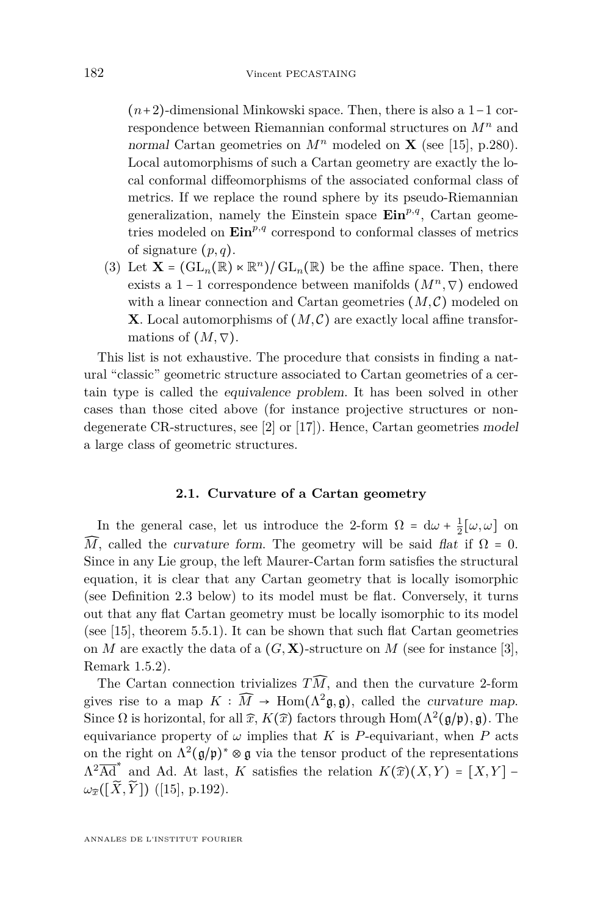($n+2$)-dimensional Minkowski space. Then, there is also a $1-1$ correspondence between Riemannian conformal structures on $M^n$ and *normal* Cartan geometries on $M^n$ modeled on $\mathbf{X}$ (see [15], p.280). Local automorphisms of such a Cartan geometry are exactly the local conformal diffeomorphisms of the associated conformal class of metrics. If we replace the round sphere by its pseudo-Riemannian generalization, namely the Einstein space $\mathbf{Ein}^{p,q}$, Cartan geometries modeled on $\mathbf{Ein}^{p,q}$ correspond to conformal classes of metrics of signature $(p,q)$.

(3) Let $\mathbf{X} = (\mathrm{GL}_n(\mathbb{R}) \ltimes \mathbb{R}^n)/\mathrm{GL}_n(\mathbb{R})$ be the affine space. Then, there exists a $1-1$ correspondence between manifolds $(M^n, \nabla)$ endowed with a linear connection and Cartan geometries $(M, \mathcal{C})$ modeled on $\mathbf{X}$. Local automorphisms of $(M, \mathcal{C})$ are exactly local affine transformations of $(M, \nabla)$.

This list is not exhaustive. The procedure that consists in finding a natural "classic" geometric structure associated to Cartan geometries of a certain type is called the *equivalence problem*. It has been solved in other cases than those cited above (for instance projective structures or non-degenerate CR-structures, see [2] or [17]). Hence, Cartan geometries *model* a large class of geometric structures.

### 2.1. Curvature of a Cartan geometry

In the general case, let us introduce the 2-form $\Omega = \mathrm{d}\omega + \frac{1}{2}[\omega, \omega]$ on $\widehat{M}$, called the *curvature form*. The geometry will be said *flat* if $\Omega = 0$. Since in any Lie group, the left Maurer-Cartan form satisfies the structural equation, it is clear that any Cartan geometry that is locally isomorphic (see Definition 2.3 below) to its model must be flat. Conversely, it turns out that any flat Cartan geometry must be locally isomorphic to its model (see [15], theorem 5.5.1). It can be shown that such flat Cartan geometries on $M$ are exactly the data of a $(G, \mathbf{X})$-structure on $M$ (see for instance [3], Remark 1.5.2).

The Cartan connection trivializes $T\widehat{M}$, and then the curvature 2-form gives rise to a map $K : \widehat{M} \to \mathrm{Hom}(\Lambda^2 \mathfrak{g}, \mathfrak{g})$, called the *curvature map*. Since $\Omega$ is horizontal, for all $\widehat{x}$, $K(\widehat{x})$ factors through $\mathrm{Hom}(\Lambda^2(\mathfrak{g}/\mathfrak{p}), \mathfrak{g})$. The equivariance property of $\omega$ implies that $K$ is $P$-equivariant, when $P$ acts on the right on $\Lambda^2(\mathfrak{g}/\mathfrak{p})^* \otimes \mathfrak{g}$ via the tensor product of the representations $\Lambda^2 \overline{\mathrm{Ad}}^*$ and $\mathrm{Ad}$. At last, $K$ satisfies the relation $K(\widehat{x})(X,Y) = [X,Y] - \omega_{\widehat{x}}([\widetilde{X}, \widetilde{Y}])$ ([15], p.192).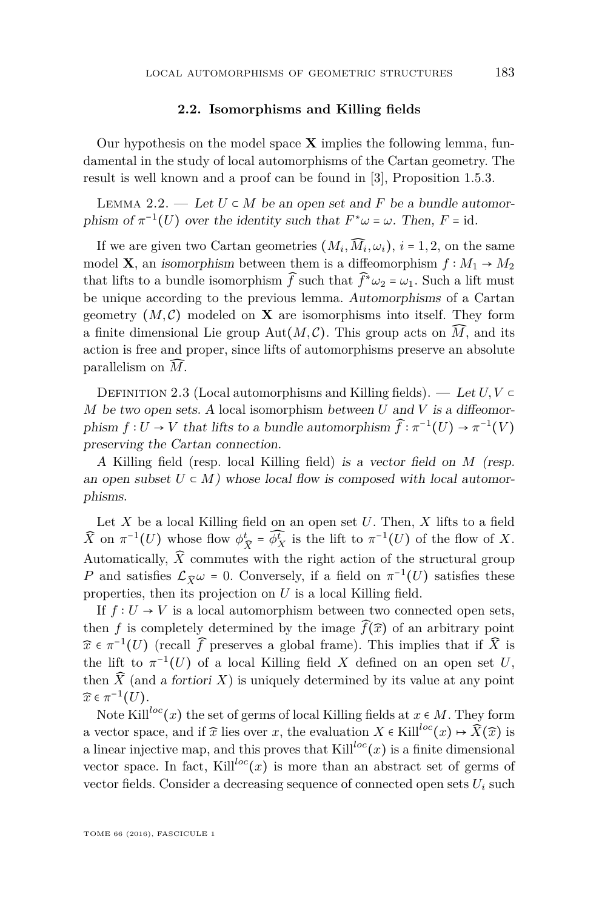### 2.2. Isomorphisms and Killing fields

Our hypothesis on the model space $\mathbf{X}$ implies the following lemma, fundamental in the study of local automorphisms of the Cartan geometry. The result is well known and a proof can be found in [3], Proposition 1.5.3.

Lemma 2.2. — *Let $U \subset M$ be an open set and $F$ be a bundle automorphism of $\pi^{-1}(U)$ over the identity such that $F^*\omega = \omega$. Then, $F = \mathrm{id}$.*

If we are given two Cartan geometries $(M_i, \widehat{M_i}, \omega_i)$, $i = 1, 2$, on the same model $\mathbf{X}$, an *isomorphism* between them is a diffeomorphism $f : M_1 \to M_2$ that lifts to a bundle isomorphism $\widehat{f}$ such that $\widehat{f}^*\omega_2 = \omega_1$. Such a lift must be unique according to the previous lemma. *Automorphisms* of a Cartan geometry $(M, \mathcal{C})$ modeled on $\mathbf{X}$ are isomorphisms into itself. They form a finite dimensional Lie group $\mathrm{Aut}(M, \mathcal{C})$. This group acts on $\widehat{M}$, and its action is free and proper, since lifts of automorphisms preserve an absolute parallelism on $\widehat{M}$.

Definition 2.3 (Local automorphisms and Killing fields). — *Let $U, V \subset M$ be two open sets. A* local isomorphism *between $U$ and $V$ is a diffeomorphism $f : U \to V$ that lifts to a bundle automorphism $\widehat{f} : \pi^{-1}(U) \to \pi^{-1}(V)$ preserving the Cartan connection.*

*A* Killing field *(resp.* local Killing field*) is a vector field on $M$ (resp. an open subset $U \subset M$) whose local flow is composed with local automorphisms.*

Let $X$ be a local Killing field on an open set $U$. Then, $X$ lifts to a field $\widehat{X}$ on $\pi^{-1}(U)$ whose flow $\phi_{\widehat{X}}^t = \widehat{\phi_X^t}$ is the lift to $\pi^{-1}(U)$ of the flow of $X$. Automatically, $\widehat{X}$ commutes with the right action of the structural group $P$ and satisfies $\mathcal{L}_{\widehat{X}}\omega = 0$. Conversely, if a field on $\pi^{-1}(U)$ satisfies these properties, then its projection on $U$ is a local Killing field.

If $f : U \to V$ is a local automorphism between two connected open sets, then $f$ is completely determined by the image $\widehat{f}(\widehat{x})$ of an arbitrary point $\widehat{x} \in \pi^{-1}(U)$ (recall $\widehat{f}$ preserves a global frame). This implies that if $\widehat{X}$ is the lift to $\pi^{-1}(U)$ of a local Killing field $X$ defined on an open set $U$, then $\widehat{X}$ (and *a fortiori* $X$) is uniquely determined by its value at any point $\widehat{x} \in \pi^{-1}(U)$.

Note $\mathrm{Kill}^{loc}(x)$ the set of germs of local Killing fields at $x \in M$. They form a vector space, and if $\widehat{x}$ lies over $x$, the evaluation $X \in \mathrm{Kill}^{loc}(x) \mapsto \widehat{X}(\widehat{x})$ is a linear injective map, and this proves that $\mathrm{Kill}^{loc}(x)$ is a finite dimensional vector space. In fact, $\mathrm{Kill}^{loc}(x)$ is more than an abstract set of germs of vector fields. Consider a decreasing sequence of connected open sets $U_i$ such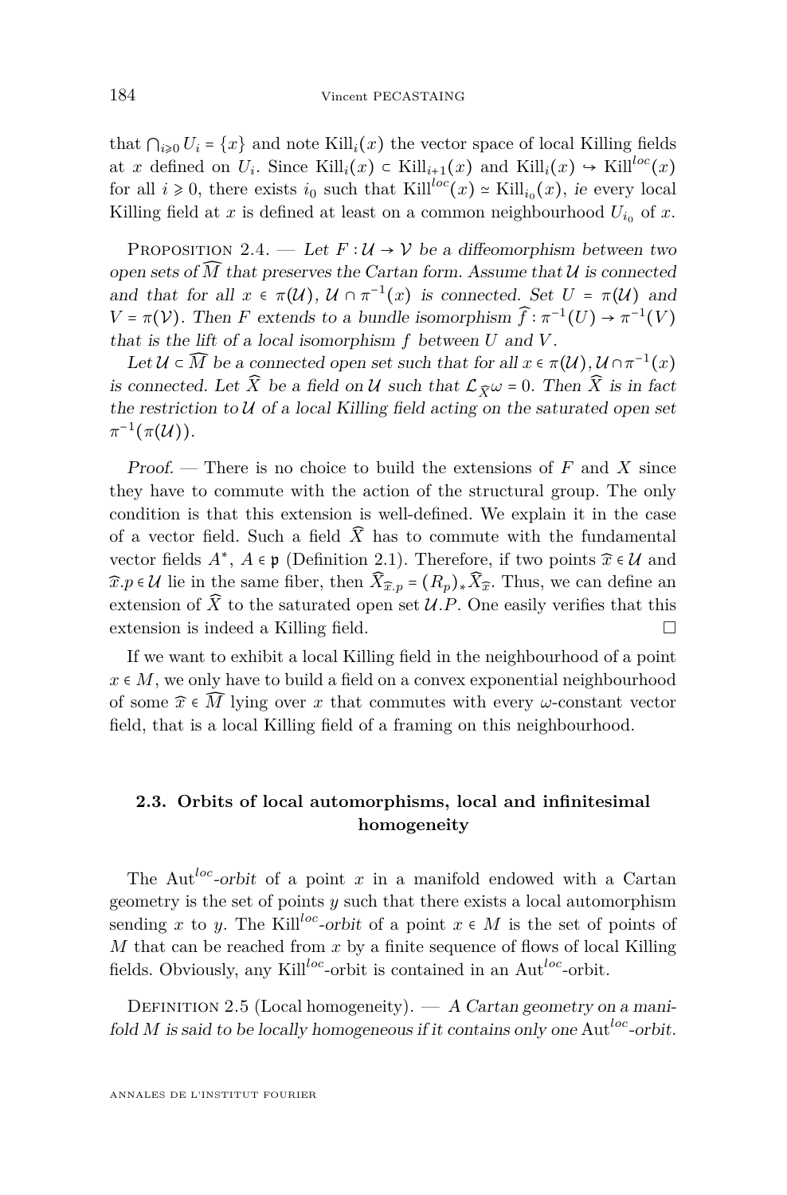that $\bigcap_{i\geqslant 0} U_i = \{x\}$ and note $\mathrm{Kill}_i(x)$ the vector space of local Killing fields at $x$ defined on $U_i$. Since $\mathrm{Kill}_i(x) \subset \mathrm{Kill}_{i+1}(x)$ and $\mathrm{Kill}_i(x) \hookrightarrow \mathrm{Kill}^{loc}(x)$ for all $i \geqslant 0$, there exists $i_0$ such that $\mathrm{Kill}^{loc}(x) \simeq \mathrm{Kill}_{i_0}(x)$, *ie* every local Killing field at $x$ is defined at least on a common neighbourhood $U_{i_0}$ of $x$.

Proposition 2.4. — *Let $F : \mathcal{U} \to \mathcal{V}$ be a diffeomorphism between two open sets of $\widehat{M}$ that preserves the Cartan form. Assume that $\mathcal{U}$ is connected and that for all $x \in \pi(\mathcal{U})$, $\mathcal{U} \cap \pi^{-1}(x)$ is connected. Set $U = \pi(\mathcal{U})$ and $V = \pi(\mathcal{V})$. Then $F$ extends to a bundle isomorphism $\widehat{f} : \pi^{-1}(U) \to \pi^{-1}(V)$ that is the lift of a local isomorphism $f$ between $U$ and $V$.*

*Let $\mathcal{U} \subset \widehat{M}$ be a connected open set such that for all $x \in \pi(\mathcal{U}), \mathcal{U} \cap \pi^{-1}(x)$ is connected. Let $\widehat{X}$ be a field on $\mathcal{U}$ such that $\mathcal{L}_{\widehat{X}}\omega = 0$. Then $\widehat{X}$ is in fact the restriction to $\mathcal{U}$ of a local Killing field acting on the saturated open set $\pi^{-1}(\pi(\mathcal{U}))$.*

*Proof.* — There is no choice to build the extensions of $F$ and $X$ since they have to commute with the action of the structural group. The only condition is that this extension is well-defined. We explain it in the case of a vector field. Such a field $\widehat{X}$ has to commute with the fundamental vector fields $A^*$, $A \in \mathfrak{p}$ (Definition 2.1). Therefore, if two points $\widehat{x} \in \mathcal{U}$ and $\widehat{x}.p \in \mathcal{U}$ lie in the same fiber, then $\widehat{X}_{\widehat{x}.p} = (R_p)_* \widehat{X}_{\widehat{x}}$. Thus, we can define an extension of $\widehat{X}$ to the saturated open set $\mathcal{U}.P$. One easily verifies that this extension is indeed a Killing field. □

If we want to exhibit a local Killing field in the neighbourhood of a point $x \in M$, we only have to build a field on a convex exponential neighbourhood of some $\widehat{x} \in \widehat{M}$ lying over $x$ that commutes with every $\omega$-constant vector field, that is a local Killing field of a framing on this neighbourhood.

### 2.3. Orbits of local automorphisms, local and infinitesimal homogeneity

The $\mathrm{Aut}^{loc}$-*orbit* of a point $x$ in a manifold endowed with a Cartan geometry is the set of points $y$ such that there exists a local automorphism sending $x$ to $y$. The $\mathrm{Kill}^{loc}$-*orbit* of a point $x \in M$ is the set of points of $M$ that can be reached from $x$ by a finite sequence of flows of local Killing fields. Obviously, any $\mathrm{Kill}^{loc}$-orbit is contained in an $\mathrm{Aut}^{loc}$-orbit.

Definition 2.5 (Local homogeneity). — *A Cartan geometry on a manifold $M$ is said to be locally homogeneous if it contains only one $\mathrm{Aut}^{loc}$-orbit.*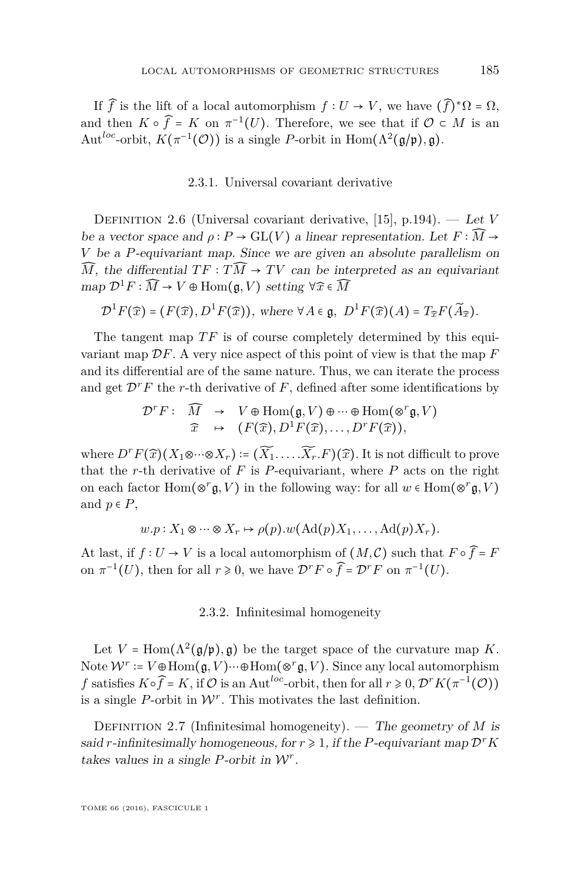If $\widehat{f}$ is the lift of a local automorphism $f : U \to V$, we have $(\widehat{f})^*\Omega = \Omega$, and then $K \circ \widehat{f} = K$ on $\pi^{-1}(U)$. Therefore, we see that if $\mathcal{O} \subset M$ is an $\mathrm{Aut}^{loc}$-orbit, $K(\pi^{-1}(\mathcal{O}))$ is a single $P$-orbit in $\mathrm{Hom}(\Lambda^2(\mathfrak{g}/\mathfrak{p}), \mathfrak{g})$.

### 2.3.1. Universal covariant derivative

Definition 2.6 (Universal covariant derivative, [15], p.194). — *Let $V$ be a vector space and $\rho : P \to \mathrm{GL}(V)$ a linear representation. Let $F : \widehat{M} \to V$ be a $P$-equivariant map. Since we are given an absolute parallelism on $\widehat{M}$, the differential $TF : T\widehat{M} \to TV$ can be interpreted as an equivariant map $\mathcal{D}^1 F : \widehat{M} \to V \oplus \mathrm{Hom}(\mathfrak{g}, V)$ setting $\forall \widehat{x} \in \widehat{M}$*

$$\mathcal{D}^1 F(\widehat{x}) = (F(\widehat{x}), D^1 F(\widehat{x})), \text{ where } \forall A \in \mathfrak{g},\ D^1 F(\widehat{x})(A) = T_{\widehat{x}} F(\widetilde{A}_{\widehat{x}}).$$

The tangent map $TF$ is of course completely determined by this equivariant map $\mathcal{D}F$. A very nice aspect of this point of view is that the map $F$ and its differential are of the same nature. Thus, we can iterate the process and get $\mathcal{D}^r F$ the $r$-th derivative of $F$, defined after some identifications by

$$\begin{array}{rccl} \mathcal{D}^r F : & \widehat{M} & \to & V \oplus \mathrm{Hom}(\mathfrak{g}, V) \oplus \cdots \oplus \mathrm{Hom}(\otimes^r \mathfrak{g}, V) \\ & \widehat{x} & \mapsto & (F(\widehat{x}), D^1 F(\widehat{x}), \ldots, D^r F(\widehat{x})), \end{array}$$

where $D^r F(\widehat{x})(X_1 \otimes \cdots \otimes X_r) := (\widetilde{X_1}. \ldots . \widetilde{X_r}.F)(\widehat{x})$. It is not difficult to prove that the $r$-th derivative of $F$ is $P$-equivariant, where $P$ acts on the right on each factor $\mathrm{Hom}(\otimes^r \mathfrak{g}, V)$ in the following way: for all $w \in \mathrm{Hom}(\otimes^r \mathfrak{g}, V)$ and $p \in P$,

$$w.p : X_1 \otimes \cdots \otimes X_r \mapsto \rho(p).w(\mathrm{Ad}(p)X_1, \ldots, \mathrm{Ad}(p)X_r).$$

At last, if $f : U \to V$ is a local automorphism of $(M, \mathcal{C})$ such that $F \circ \widehat{f} = F$ on $\pi^{-1}(U)$, then for all $r \geqslant 0$, we have $\mathcal{D}^r F \circ \widehat{f} = \mathcal{D}^r F$ on $\pi^{-1}(U)$.

### 2.3.2. Infinitesimal homogeneity

Let $V = \mathrm{Hom}(\Lambda^2(\mathfrak{g}/\mathfrak{p}), \mathfrak{g})$ be the target space of the curvature map $K$. Note $\mathcal{W}^r := V \oplus \mathrm{Hom}(\mathfrak{g}, V) \cdots \oplus \mathrm{Hom}(\otimes^r \mathfrak{g}, V)$. Since any local automorphism $f$ satisfies $K \circ \widehat{f} = K$, if $\mathcal{O}$ is an $\mathrm{Aut}^{loc}$-orbit, then for all $r \geqslant 0$, $\mathcal{D}^r K(\pi^{-1}(\mathcal{O}))$ is a single $P$-orbit in $\mathcal{W}^r$. This motivates the last definition.

Definition 2.7 (Infinitesimal homogeneity). — *The geometry of $M$ is said $r$-infinitesimally homogeneous, for $r \geqslant 1$, if the $P$-equivariant map $\mathcal{D}^r K$ takes values in a single $P$-orbit in $\mathcal{W}^r$.*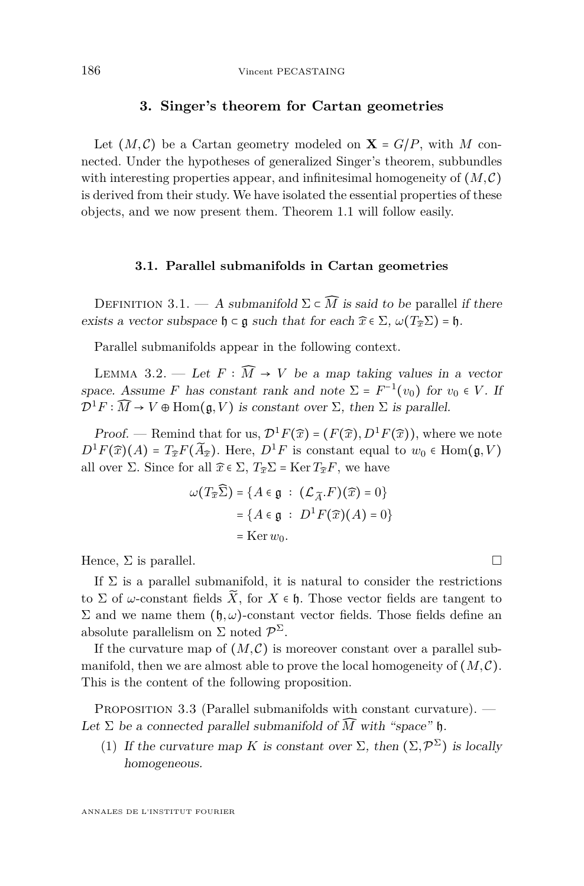## 3. Singer's theorem for Cartan geometries

Let $(M,\mathcal{C})$ be a Cartan geometry modeled on $\mathbf{X} = G/P$, with $M$ connected. Under the hypotheses of generalized Singer's theorem, subbundles with interesting properties appear, and infinitesimal homogeneity of $(M,\mathcal{C})$ is derived from their study. We have isolated the essential properties of these objects, and we now present them. Theorem 1.1 will follow easily.

### 3.1. Parallel submanifolds in Cartan geometries

Definition 3.1. — *A submanifold $\Sigma \subset \widehat{M}$ is said to be* parallel *if there exists a vector subspace $\mathfrak{h} \subset \mathfrak{g}$ such that for each $\widehat{x} \in \Sigma$, $\omega(T_{\widehat{x}}\Sigma) = \mathfrak{h}$.*

Parallel submanifolds appear in the following context.

Lemma 3.2. — *Let $F : \widehat{M} \to V$ be a map taking values in a vector space. Assume $F$ has constant rank and note $\Sigma = F^{-1}(v_0)$ for $v_0 \in V$. If $\mathcal{D}^1 F : \widehat{M} \to V \oplus \mathrm{Hom}(\mathfrak{g}, V)$ is constant over $\Sigma$, then $\Sigma$ is parallel.*

*Proof.* — Remind that for us, $\mathcal{D}^1 F(\widehat{x}) = (F(\widehat{x}), D^1 F(\widehat{x}))$, where we note $D^1 F(\widehat{x})(A) = T_{\widehat{x}} F(\widetilde{A}_{\widehat{x}})$. Here, $D^1 F$ is constant equal to $w_0 \in \mathrm{Hom}(\mathfrak{g}, V)$ all over $\Sigma$. Since for all $\widehat{x} \in \Sigma$, $T_{\widehat{x}}\Sigma = \mathrm{Ker}\, T_{\widehat{x}} F$, we have

$$\begin{aligned}
\omega(T_{\widehat{x}}\widehat{\Sigma}) &= \{A \in \mathfrak{g} \ : \ (\mathcal{L}_{\widetilde{A}}.F)(\widehat{x}) = 0\} \\
&= \{A \in \mathfrak{g} \ : \ D^1 F(\widehat{x})(A) = 0\} \\
&= \mathrm{Ker}\, w_0.
\end{aligned}$$

Hence, $\Sigma$ is parallel. □

If $\Sigma$ is a parallel submanifold, it is natural to consider the restrictions to $\Sigma$ of $\omega$-constant fields $\widetilde{X}$, for $X \in \mathfrak{h}$. Those vector fields are tangent to $\Sigma$ and we name them $(\mathfrak{h}, \omega)$-constant vector fields. Those fields define an absolute parallelism on $\Sigma$ noted $\mathcal{P}^{\Sigma}$.

If the curvature map of $(M,\mathcal{C})$ is moreover constant over a parallel submanifold, then we are almost able to prove the local homogeneity of $(M,\mathcal{C})$. This is the content of the following proposition.

Proposition 3.3 (Parallel submanifolds with constant curvature). — *Let $\Sigma$ be a connected parallel submanifold of $\widehat{M}$ with "space" $\mathfrak{h}$.*

1. *If the curvature map $K$ is constant over $\Sigma$, then $(\Sigma, \mathcal{P}^{\Sigma})$ is locally homogeneous.*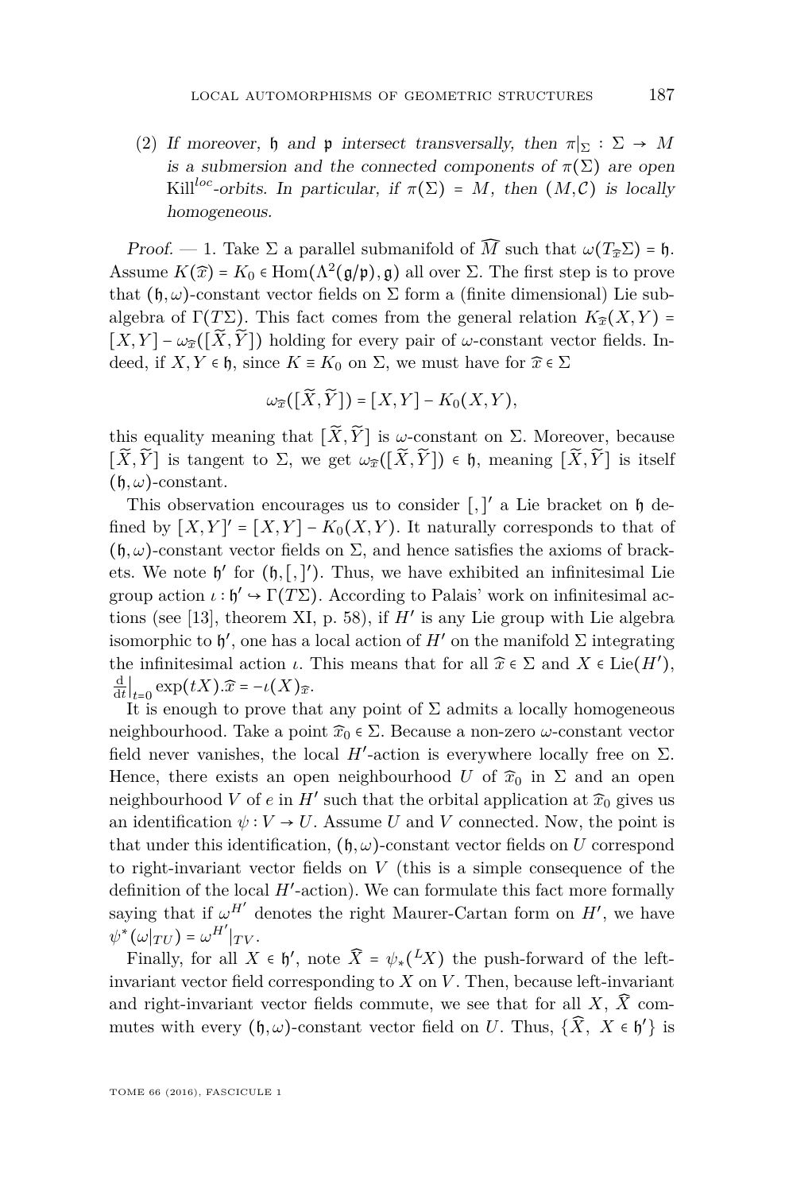(2) *If moreover, $\mathfrak{h}$ and $\mathfrak{p}$ intersect transversally, then $\pi|_\Sigma : \Sigma \to M$ is a submersion and the connected components of $\pi(\Sigma)$ are open $\mathrm{Kill}^{loc}$-orbits. In particular, if $\pi(\Sigma) = M$, then $(M,\mathcal{C})$ is locally homogeneous.*

*Proof.* — 1. Take $\Sigma$ a parallel submanifold of $\widehat{M}$ such that $\omega(T_{\widehat{x}}\Sigma) = \mathfrak{h}$. Assume $K(\widehat{x}) = K_0 \in \mathrm{Hom}(\Lambda^2(\mathfrak{g}/\mathfrak{p}), \mathfrak{g})$ all over $\Sigma$. The first step is to prove that $(\mathfrak{h},\omega)$-constant vector fields on $\Sigma$ form a (finite dimensional) Lie subalgebra of $\Gamma(T\Sigma)$. This fact comes from the general relation $K_{\widehat{x}}(X,Y) = [X,Y] - \omega_{\widehat{x}}([\widetilde{X},\widetilde{Y}])$ holding for every pair of $\omega$-constant vector fields. Indeed, if $X, Y \in \mathfrak{h}$, since $K \equiv K_0$ on $\Sigma$, we must have for $\widehat{x} \in \Sigma$

$$\omega_{\widehat{x}}([\widetilde{X},\widetilde{Y}]) = [X,Y] - K_0(X,Y),$$

this equality meaning that $[\widetilde{X},\widetilde{Y}]$ is $\omega$-constant on $\Sigma$. Moreover, because $[\widetilde{X},\widetilde{Y}]$ is tangent to $\Sigma$, we get $\omega_{\widehat{x}}([\widetilde{X},\widetilde{Y}]) \in \mathfrak{h}$, meaning $[\widetilde{X},\widetilde{Y}]$ is itself $(\mathfrak{h},\omega)$-constant.

This observation encourages us to consider $[,]'$ a Lie bracket on $\mathfrak{h}$ defined by $[X,Y]' = [X,Y] - K_0(X,Y)$. It naturally corresponds to that of $(\mathfrak{h},\omega)$-constant vector fields on $\Sigma$, and hence satisfies the axioms of brackets. We note $\mathfrak{h}'$ for $(\mathfrak{h},[,]')$. Thus, we have exhibited an infinitesimal Lie group action $\iota : \mathfrak{h}' \hookrightarrow \Gamma(T\Sigma)$. According to Palais' work on infinitesimal actions (see [13], theorem XI, p. 58), if $H'$ is any Lie group with Lie algebra isomorphic to $\mathfrak{h}'$, one has a local action of $H'$ on the manifold $\Sigma$ integrating the infinitesimal action $\iota$. This means that for all $\widehat{x} \in \Sigma$ and $X \in \mathrm{Lie}(H')$, $\frac{\mathrm{d}}{\mathrm{d}t}\big|_{t=0} \exp(tX).\widehat{x} = -\iota(X)_{\widehat{x}}$.

It is enough to prove that any point of $\Sigma$ admits a locally homogeneous neighbourhood. Take a point $\widehat{x}_0 \in \Sigma$. Because a non-zero $\omega$-constant vector field never vanishes, the local $H'$-action is everywhere locally free on $\Sigma$. Hence, there exists an open neighbourhood $U$ of $\widehat{x}_0$ in $\Sigma$ and an open neighbourhood $V$ of $e$ in $H'$ such that the orbital application at $\widehat{x}_0$ gives us an identification $\psi : V \to U$. Assume $U$ and $V$ connected. Now, the point is that under this identification, $(\mathfrak{h},\omega)$-constant vector fields on $U$ correspond to right-invariant vector fields on $V$ (this is a simple consequence of the definition of the local $H'$-action). We can formulate this fact more formally saying that if $\omega^{H'}$ denotes the right Maurer-Cartan form on $H'$, we have $\psi^*(\omega|_{TU}) = \omega^{H'}|_{TV}$.

Finally, for all $X \in \mathfrak{h}'$, note $\widehat{X} = \psi_*({}^L X)$ the push-forward of the left-invariant vector field corresponding to $X$ on $V$. Then, because left-invariant and right-invariant vector fields commute, we see that for all $X$, $\widehat{X}$ commutes with every $(\mathfrak{h},\omega)$-constant vector field on $U$. Thus, $\{\widehat{X},\ X \in \mathfrak{h}'\}$ is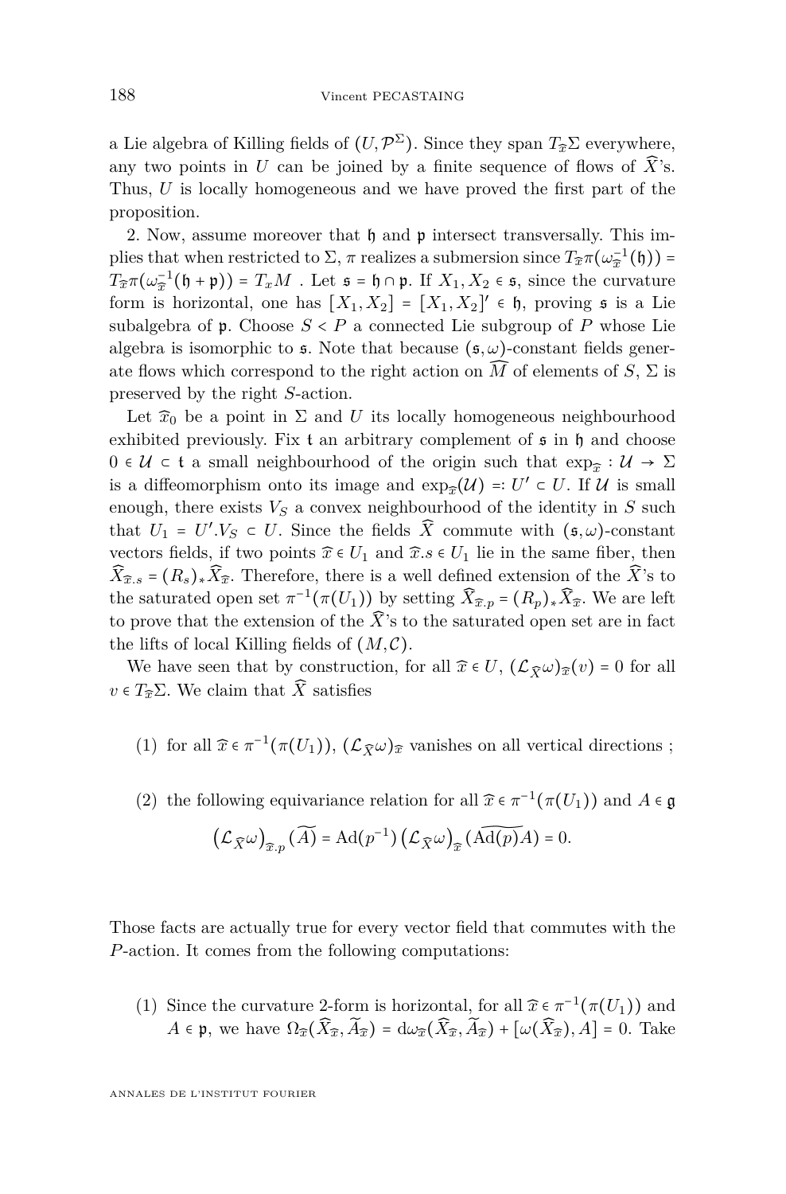a Lie algebra of Killing fields of $(U, \mathcal{P}^{\Sigma})$. Since they span $T_{\widehat{x}}\Sigma$ everywhere, any two points in $U$ can be joined by a finite sequence of flows of $\widehat{X}$'s. Thus, $U$ is locally homogeneous and we have proved the first part of the proposition.

2. Now, assume moreover that $\mathfrak{h}$ and $\mathfrak{p}$ intersect transversally. This implies that when restricted to $\Sigma$, $\pi$ realizes a submersion since $T_{\widehat{x}}\pi(\omega_{\widehat{x}}^{-1}(\mathfrak{h})) = T_{\widehat{x}}\pi(\omega_{\widehat{x}}^{-1}(\mathfrak{h}+\mathfrak{p})) = T_x M$ . Let $\mathfrak{s} = \mathfrak{h} \cap \mathfrak{p}$. If $X_1, X_2 \in \mathfrak{s}$, since the curvature form is horizontal, one has $[X_1, X_2] = [X_1, X_2]' \in \mathfrak{h}$, proving $\mathfrak{s}$ is a Lie subalgebra of $\mathfrak{p}$. Choose $S < P$ a connected Lie subgroup of $P$ whose Lie algebra is isomorphic to $\mathfrak{s}$. Note that because $(\mathfrak{s}, \omega)$-constant fields generate flows which correspond to the right action on $\widehat{M}$ of elements of $S$, $\Sigma$ is preserved by the right $S$-action.

Let $\widehat{x}_0$ be a point in $\Sigma$ and $U$ its locally homogeneous neighbourhood exhibited previously. Fix $\mathfrak{t}$ an arbitrary complement of $\mathfrak{s}$ in $\mathfrak{h}$ and choose $0 \in \mathcal{U} \subset \mathfrak{t}$ a small neighbourhood of the origin such that $\exp_{\widehat{x}} : \mathcal{U} \to \Sigma$ is a diffeomorphism onto its image and $\exp_{\widehat{x}}(\mathcal{U}) =: U' \subset U$. If $\mathcal{U}$ is small enough, there exists $V_S$ a convex neighbourhood of the identity in $S$ such that $U_1 = U'.V_S \subset U$. Since the fields $\widehat{X}$ commute with $(\mathfrak{s}, \omega)$-constant vectors fields, if two points $\widehat{x} \in U_1$ and $\widehat{x}.s \in U_1$ lie in the same fiber, then $\widehat{X}_{\widehat{x}.s} = (R_s)_*\widehat{X}_{\widehat{x}}$. Therefore, there is a well defined extension of the $\widehat{X}$'s to the saturated open set $\pi^{-1}(\pi(U_1))$ by setting $\widehat{X}_{\widehat{x}.p} = (R_p)_*\widehat{X}_{\widehat{x}}$. We are left to prove that the extension of the $\widehat{X}$'s to the saturated open set are in fact the lifts of local Killing fields of $(M, \mathcal{C})$.

We have seen that by construction, for all $\widehat{x} \in U$, $(\mathcal{L}_{\widehat{X}}\omega)_{\widehat{x}}(v) = 0$ for all $v \in T_{\widehat{x}}\Sigma$. We claim that $\widehat{X}$ satisfies

(1) for all $\widehat{x} \in \pi^{-1}(\pi(U_1))$, $(\mathcal{L}_{\widehat{X}}\omega)_{\widehat{x}}$ vanishes on all vertical directions ;

(2) the following equivariance relation for all $\widehat{x} \in \pi^{-1}(\pi(U_1))$ and $A \in \mathfrak{g}$

$$\left(\mathcal{L}_{\widehat{X}}\omega\right)_{\widehat{x}.p}(\widetilde{A}) = \mathrm{Ad}(p^{-1})\left(\mathcal{L}_{\widehat{X}}\omega\right)_{\widehat{x}}(\widetilde{\mathrm{Ad}(p)A}) = 0.$$

Those facts are actually true for every vector field that commutes with the $P$-action. It comes from the following computations:

(1) Since the curvature 2-form is horizontal, for all $\widehat{x} \in \pi^{-1}(\pi(U_1))$ and $A \in \mathfrak{p}$, we have $\Omega_{\widehat{x}}(\widehat{X}_{\widehat{x}}, \widetilde{A}_{\widehat{x}}) = \mathrm{d}\omega_{\widehat{x}}(\widehat{X}_{\widehat{x}}, \widetilde{A}_{\widehat{x}}) + [\omega(\widehat{X}_{\widehat{x}}), A] = 0$. Take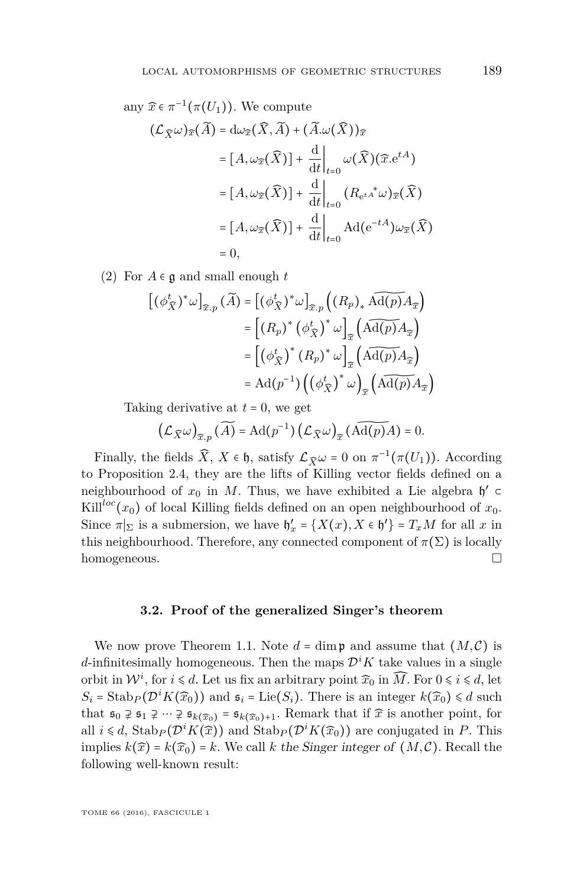any $\widehat{x} \in \pi^{-1}(\pi(U_1))$. We compute

$$
\begin{aligned}
(\mathcal{L}_{\widehat{X}}\omega)_{\widehat{x}}(\widetilde{A}) &= \mathrm{d}\omega_{\widehat{x}}(\widehat{X}, \widetilde{A}) + (\widetilde{A}.\omega(\widehat{X}))_{\widehat{x}} \\
&= [A, \omega_{\widehat{x}}(\widehat{X})] + \left.\frac{\mathrm{d}}{\mathrm{d}t}\right|_{t=0} \omega(\widehat{X})(\widehat{x}.\mathrm{e}^{tA}) \\
&= [A, \omega_{\widehat{x}}(\widehat{X})] + \left.\frac{\mathrm{d}}{\mathrm{d}t}\right|_{t=0} (R_{\mathrm{e}^{tA}}{}^{*}\omega)_{\widehat{x}}(\widehat{X}) \\
&= [A, \omega_{\widehat{x}}(\widehat{X})] + \left.\frac{\mathrm{d}}{\mathrm{d}t}\right|_{t=0} \mathrm{Ad}(\mathrm{e}^{-tA})\omega_{\widehat{x}}(\widehat{X}) \\
&= 0,
\end{aligned}
$$

(2) For $A \in \mathfrak{g}$ and small enough $t$

$$
\begin{aligned}
\left[(\phi^t_{\widehat{X}})^*\omega\right]_{\widehat{x}.p}(\widetilde{A}) &= \left[(\phi^t_{\widehat{X}})^*\omega\right]_{\widehat{x}.p}\left((R_p)_*\,\widetilde{\mathrm{Ad}(p)A}_{\widehat{x}}\right) \\
&= \left[(R_p)^*\left(\phi^t_{\widehat{X}}\right)^*\omega\right]_{\widehat{x}}\left(\widetilde{\mathrm{Ad}(p)A}_{\widehat{x}}\right) \\
&= \left[\left(\phi^t_{\widehat{X}}\right)^*(R_p)^*\omega\right]_{\widehat{x}}\left(\widetilde{\mathrm{Ad}(p)A}_{\widehat{x}}\right) \\
&= \mathrm{Ad}(p^{-1})\left(\left(\phi^t_{\widehat{X}}\right)^*\omega\right)_{\widehat{x}}\left(\widetilde{\mathrm{Ad}(p)A}_{\widehat{x}}\right)
\end{aligned}
$$

Taking derivative at $t = 0$, we get

$$
\left(\mathcal{L}_{\widehat{X}}\omega\right)_{\widehat{x}.p}(\widetilde{A}) = \mathrm{Ad}(p^{-1})\left(\mathcal{L}_{\widehat{X}}\omega\right)_{\widehat{x}}(\widetilde{\mathrm{Ad}(p)A}) = 0.
$$

Finally, the fields $\widehat{X}$, $X \in \mathfrak{h}$, satisfy $\mathcal{L}_{\widehat{X}}\omega = 0$ on $\pi^{-1}(\pi(U_1))$. According to Proposition 2.4, they are the lifts of Killing vector fields defined on a neighbourhood of $x_0$ in $M$. Thus, we have exhibited a Lie algebra $\mathfrak{h}' \subset \mathrm{Kill}^{loc}(x_0)$ of local Killing fields defined on an open neighbourhood of $x_0$. Since $\pi|_\Sigma$ is a submersion, we have $\mathfrak{h}'_x = \{X(x), X \in \mathfrak{h}'\} = T_xM$ for all $x$ in this neighbourhood. Therefore, any connected component of $\pi(\Sigma)$ is locally homogeneous. $\square$

### 3.2. Proof of the generalized Singer's theorem

We now prove Theorem 1.1. Note $d = \dim \mathfrak{p}$ and assume that $(M, \mathcal{C})$ is $d$-infinitesimally homogeneous. Then the maps $\mathcal{D}^iK$ take values in a single orbit in $\mathcal{W}^i$, for $i \leqslant d$. Let us fix an arbitrary point $\widehat{x}_0$ in $\widehat{M}$. For $0 \leqslant i \leqslant d$, let $S_i = \mathrm{Stab}_P(\mathcal{D}^iK(\widehat{x}_0))$ and $\mathfrak{s}_i = \mathrm{Lie}(S_i)$. There is an integer $k(\widehat{x}_0) \leqslant d$ such that $\mathfrak{s}_0 \supsetneq \mathfrak{s}_1 \supsetneq \cdots \supsetneq \mathfrak{s}_{k(\widehat{x}_0)} = \mathfrak{s}_{k(\widehat{x}_0)+1}$. Remark that if $\widehat{x}$ is another point, for all $i \leqslant d$, $\mathrm{Stab}_P(\mathcal{D}^iK(\widehat{x}))$ and $\mathrm{Stab}_P(\mathcal{D}^iK(\widehat{x}_0))$ are conjugated in $P$. This implies $k(\widehat{x}) = k(\widehat{x}_0) = k$. We call $k$ *the Singer integer of* $(M, \mathcal{C})$. Recall the following well-known result: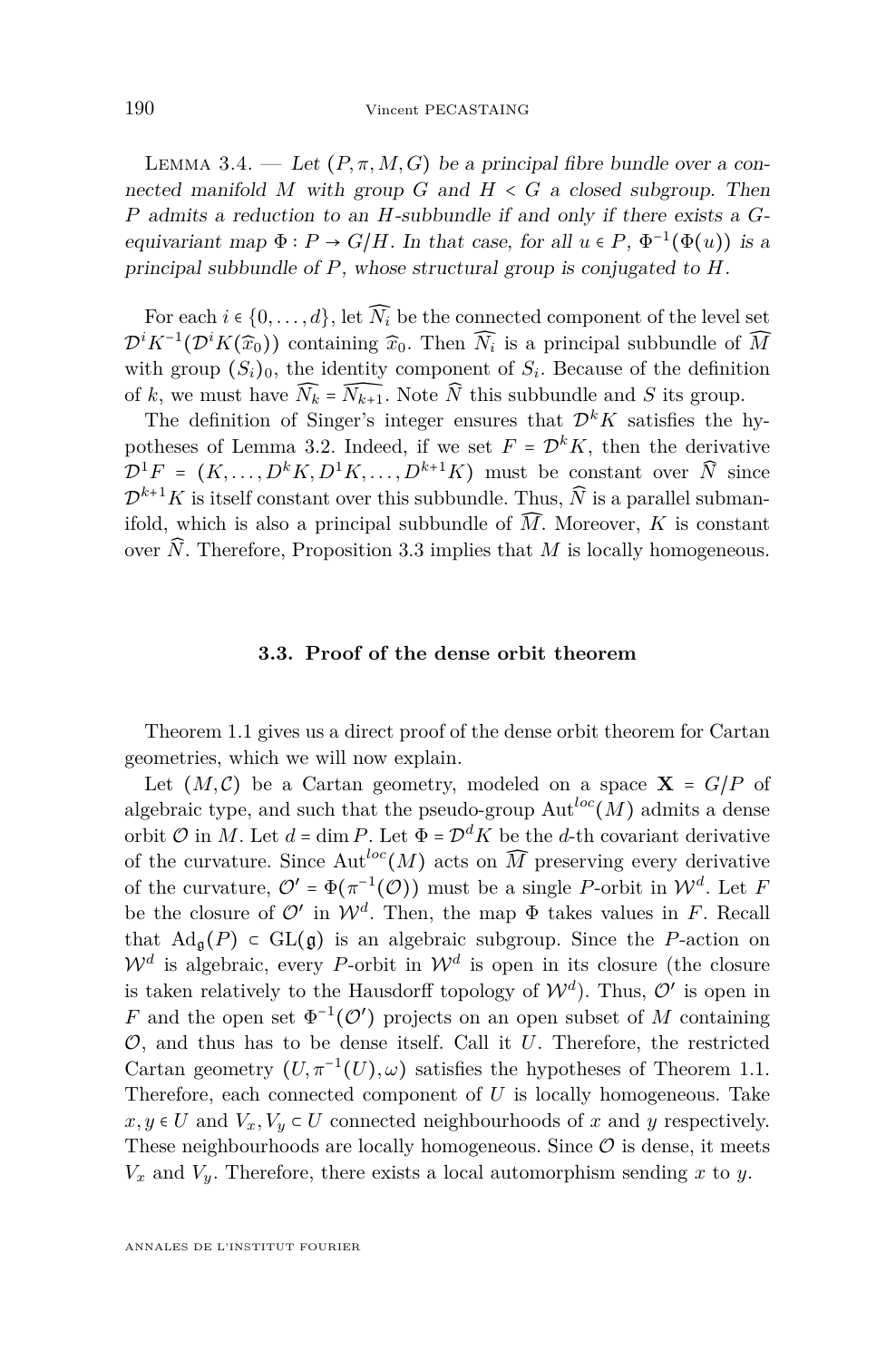Lemma 3.4. — *Let $(P, \pi, M, G)$ be a principal fibre bundle over a connected manifold $M$ with group $G$ and $H < G$ a closed subgroup. Then $P$ admits a reduction to an $H$-subbundle if and only if there exists a $G$-equivariant map $\Phi : P \to G/H$. In that case, for all $u \in P$, $\Phi^{-1}(\Phi(u))$ is a principal subbundle of $P$, whose structural group is conjugated to $H$.*

For each $i \in \{0, \dots, d\}$, let $\widehat{N_i}$ be the connected component of the level set $\mathcal{D}^i K^{-1}(\mathcal{D}^i K(\widehat{x}_0))$ containing $\widehat{x}_0$. Then $\widehat{N_i}$ is a principal subbundle of $\widehat{M}$ with group $(S_i)_0$, the identity component of $S_i$. Because of the definition of $k$, we must have $\widehat{N_k} = \widehat{N_{k+1}}$. Note $\widehat{N}$ this subbundle and $S$ its group.

The definition of Singer's integer ensures that $\mathcal{D}^k K$ satisfies the hypotheses of Lemma 3.2. Indeed, if we set $F = \mathcal{D}^k K$, then the derivative $\mathcal{D}^1 F = (K, \dots, D^k K, D^1 K, \dots, D^{k+1} K)$ must be constant over $\widehat{N}$ since $\mathcal{D}^{k+1} K$ is itself constant over this subbundle. Thus, $\widehat{N}$ is a parallel submanifold, which is also a principal subbundle of $\widehat{M}$. Moreover, $K$ is constant over $\widehat{N}$. Therefore, Proposition 3.3 implies that $M$ is locally homogeneous.

### 3.3. Proof of the dense orbit theorem

Theorem 1.1 gives us a direct proof of the dense orbit theorem for Cartan geometries, which we will now explain.

Let $(M, \mathcal{C})$ be a Cartan geometry, modeled on a space $\mathbf{X} = G/P$ of algebraic type, and such that the pseudo-group $\mathrm{Aut}^{loc}(M)$ admits a dense orbit $\mathcal{O}$ in $M$. Let $d = \dim P$. Let $\Phi = \mathcal{D}^d K$ be the $d$-th covariant derivative of the curvature. Since $\mathrm{Aut}^{loc}(M)$ acts on $\widehat{M}$ preserving every derivative of the curvature, $\mathcal{O}' = \Phi(\pi^{-1}(\mathcal{O}))$ must be a single $P$-orbit in $\mathcal{W}^d$. Let $F$ be the closure of $\mathcal{O}'$ in $\mathcal{W}^d$. Then, the map $\Phi$ takes values in $F$. Recall that $\mathrm{Ad}_{\mathfrak{g}}(P) \subset \mathrm{GL}(\mathfrak{g})$ is an algebraic subgroup. Since the $P$-action on $\mathcal{W}^d$ is algebraic, every $P$-orbit in $\mathcal{W}^d$ is open in its closure (the closure is taken relatively to the Hausdorff topology of $\mathcal{W}^d$). Thus, $\mathcal{O}'$ is open in $F$ and the open set $\Phi^{-1}(\mathcal{O}')$ projects on an open subset of $M$ containing $\mathcal{O}$, and thus has to be dense itself. Call it $U$. Therefore, the restricted Cartan geometry $(U, \pi^{-1}(U), \omega)$ satisfies the hypotheses of Theorem 1.1. Therefore, each connected component of $U$ is locally homogeneous. Take $x, y \in U$ and $V_x, V_y \subset U$ connected neighbourhoods of $x$ and $y$ respectively. These neighbourhoods are locally homogeneous. Since $\mathcal{O}$ is dense, it meets $V_x$ and $V_y$. Therefore, there exists a local automorphism sending $x$ to $y$.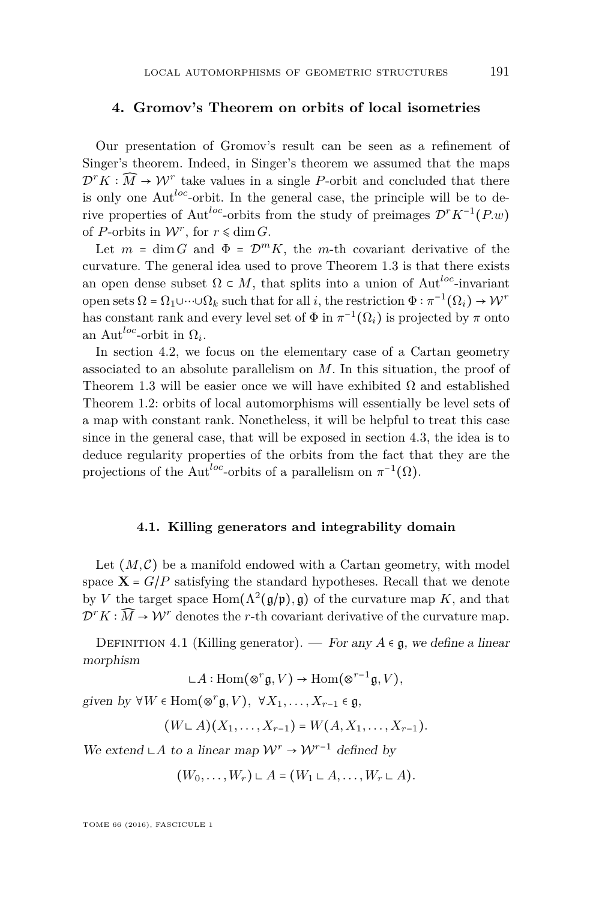## 4. Gromov's Theorem on orbits of local isometries

Our presentation of Gromov's result can be seen as a refinement of Singer's theorem. Indeed, in Singer's theorem we assumed that the maps $\mathcal{D}^r K : \widehat{M} \to \mathcal{W}^r$ take values in a single $P$-orbit and concluded that there is only one $\mathrm{Aut}^{loc}$-orbit. In the general case, the principle will be to derive properties of $\mathrm{Aut}^{loc}$-orbits from the study of preimages $\mathcal{D}^r K^{-1}(P.w)$ of $P$-orbits in $\mathcal{W}^r$, for $r \leqslant \dim G$.

Let $m = \dim G$ and $\Phi = \mathcal{D}^m K$, the $m$-th covariant derivative of the curvature. The general idea used to prove Theorem 1.3 is that there exists an open dense subset $\Omega \subset M$, that splits into a union of $\mathrm{Aut}^{loc}$-invariant open sets $\Omega = \Omega_1 \cup \cdots \cup \Omega_k$ such that for all $i$, the restriction $\Phi : \pi^{-1}(\Omega_i) \to \mathcal{W}^r$ has constant rank and every level set of $\Phi$ in $\pi^{-1}(\Omega_i)$ is projected by $\pi$ onto an $\mathrm{Aut}^{loc}$-orbit in $\Omega_i$.

In section 4.2, we focus on the elementary case of a Cartan geometry associated to an absolute parallelism on $M$. In this situation, the proof of Theorem 1.3 will be easier once we will have exhibited $\Omega$ and established Theorem 1.2: orbits of local automorphisms will essentially be level sets of a map with constant rank. Nonetheless, it will be helpful to treat this case since in the general case, that will be exposed in section 4.3, the idea is to deduce regularity properties of the orbits from the fact that they are the projections of the $\mathrm{Aut}^{loc}$-orbits of a parallelism on $\pi^{-1}(\Omega)$.

### 4.1. Killing generators and integrability domain

Let $(M, \mathcal{C})$ be a manifold endowed with a Cartan geometry, with model space $\mathbf{X} = G/P$ satisfying the standard hypotheses. Recall that we denote by $V$ the target space $\mathrm{Hom}(\Lambda^2(\mathfrak{g}/\mathfrak{p}), \mathfrak{g})$ of the curvature map $K$, and that $\mathcal{D}^r K : \widehat{M} \to \mathcal{W}^r$ denotes the $r$-th covariant derivative of the curvature map.

Definition 4.1 (Killing generator). — *For any $A \in \mathfrak{g}$, we define a linear morphism*

$$\llcorner A : \mathrm{Hom}(\otimes^r \mathfrak{g}, V) \to \mathrm{Hom}(\otimes^{r-1} \mathfrak{g}, V),$$

*given by $\forall W \in \mathrm{Hom}(\otimes^r \mathfrak{g}, V)$, $\forall X_1, \ldots, X_{r-1} \in \mathfrak{g}$,*

$$(W \llcorner A)(X_1, \ldots, X_{r-1}) = W(A, X_1, \ldots, X_{r-1}).$$

*We extend $\llcorner A$ to a linear map $\mathcal{W}^r \to \mathcal{W}^{r-1}$ defined by*

$$(W_0, \ldots, W_r) \llcorner A = (W_1 \llcorner A, \ldots, W_r \llcorner A).$$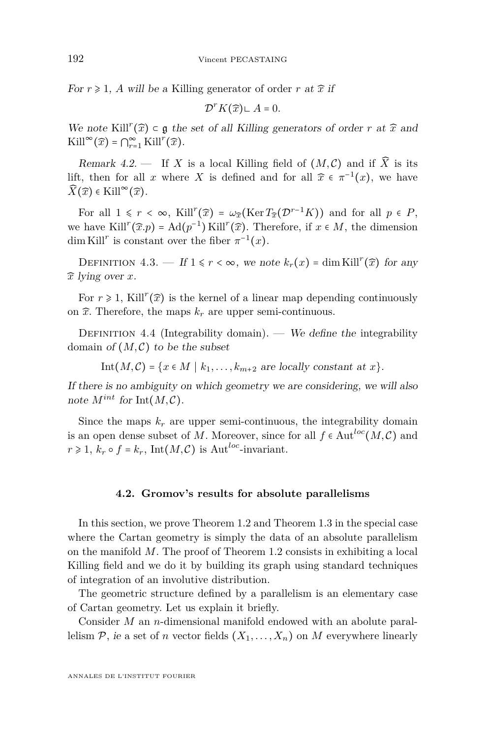*For* $r \geqslant 1$*,* $A$ *will be* a Killing generator of order $r$ *at* $\widehat{x}$ *if*

$$\mathcal{D}^r K(\widehat{x}) \llcorner A = 0.$$

*We note* $\mathrm{Kill}^r(\widehat{x}) \subset \mathfrak{g}$ *the set of all Killing generators of order* $r$ *at* $\widehat{x}$ *and* $\mathrm{Kill}^\infty(\widehat{x}) = \bigcap_{r=1}^\infty \mathrm{Kill}^r(\widehat{x})$.

*Remark 4.2.* — If $X$ is a local Killing field of $(M, \mathcal{C})$ and if $\widehat{X}$ is its lift, then for all $x$ where $X$ is defined and for all $\widehat{x} \in \pi^{-1}(x)$, we have $\widehat{X}(\widehat{x}) \in \mathrm{Kill}^\infty(\widehat{x})$.

For all $1 \leqslant r < \infty$, $\mathrm{Kill}^r(\widehat{x}) = \omega_{\widehat{x}}(\mathrm{Ker}\, T_{\widehat{x}}(\mathcal{D}^{r-1}K))$ and for all $p \in P$, we have $\mathrm{Kill}^r(\widehat{x}.p) = \mathrm{Ad}(p^{-1})\,\mathrm{Kill}^r(\widehat{x})$. Therefore, if $x \in M$, the dimension $\dim \mathrm{Kill}^r$ is constant over the fiber $\pi^{-1}(x)$.

Definition 4.3. — *If* $1 \leqslant r < \infty$*, we note* $k_r(x) = \dim \mathrm{Kill}^r(\widehat{x})$ *for any* $\widehat{x}$ *lying over* $x$*.*

For $r \geqslant 1$, $\mathrm{Kill}^r(\widehat{x})$ is the kernel of a linear map depending continuously on $\widehat{x}$. Therefore, the maps $k_r$ are upper semi-continuous.

Definition 4.4 (Integrability domain). — *We define the* integrability domain *of* $(M, \mathcal{C})$ *to be the subset*

$$\mathrm{Int}(M, \mathcal{C}) = \{x \in M \mid k_1, \dots, k_{m+2} \text{ are locally constant at } x\}.$$

*If there is no ambiguity on which geometry we are considering, we will also note* $M^{int}$ *for* $\mathrm{Int}(M, \mathcal{C})$*.*

Since the maps $k_r$ are upper semi-continuous, the integrability domain is an open dense subset of $M$. Moreover, since for all $f \in \mathrm{Aut}^{loc}(M, \mathcal{C})$ and $r \geqslant 1$, $k_r \circ f = k_r$, $\mathrm{Int}(M, \mathcal{C})$ is $\mathrm{Aut}^{loc}$-invariant.

### 4.2. Gromov's results for absolute parallelisms

In this section, we prove Theorem 1.2 and Theorem 1.3 in the special case where the Cartan geometry is simply the data of an absolute parallelism on the manifold $M$. The proof of Theorem 1.2 consists in exhibiting a local Killing field and we do it by building its graph using standard techniques of integration of an involutive distribution.

The geometric structure defined by a parallelism is an elementary case of Cartan geometry. Let us explain it briefly.

Consider $M$ an $n$-dimensional manifold endowed with an abolute parallelism $\mathcal{P}$, *ie* a set of $n$ vector fields $(X_1, \dots, X_n)$ on $M$ everywhere linearly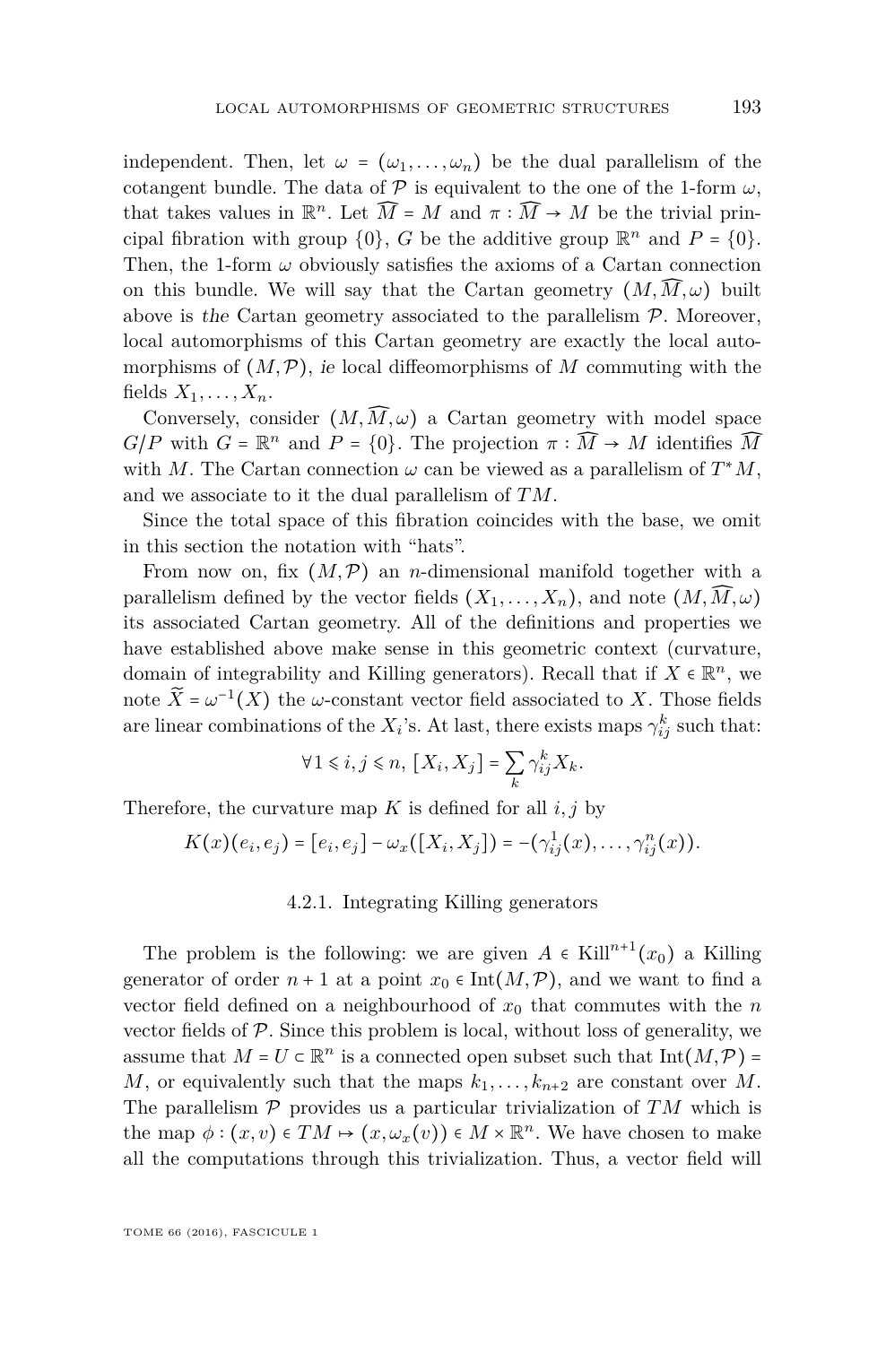independent. Then, let $\omega = (\omega_1, \dots, \omega_n)$ be the dual parallelism of the cotangent bundle. The data of $\mathcal{P}$ is equivalent to the one of the 1-form $\omega$, that takes values in $\mathbb{R}^n$. Let $\widehat{M} = M$ and $\pi : \widehat{M} \to M$ be the trivial principal fibration with group $\{0\}$, $G$ be the additive group $\mathbb{R}^n$ and $P = \{0\}$. Then, the 1-form $\omega$ obviously satisfies the axioms of a Cartan connection on this bundle. We will say that the Cartan geometry $(M, \widehat{M}, \omega)$ built above is *the* Cartan geometry associated to the parallelism $\mathcal{P}$. Moreover, local automorphisms of this Cartan geometry are exactly the local automorphisms of $(M, \mathcal{P})$, *ie* local diffeomorphisms of $M$ commuting with the fields $X_1, \dots, X_n$.

Conversely, consider $(M, \widehat{M}, \omega)$ a Cartan geometry with model space $G/P$ with $G = \mathbb{R}^n$ and $P = \{0\}$. The projection $\pi : \widehat{M} \to M$ identifies $\widehat{M}$ with $M$. The Cartan connection $\omega$ can be viewed as a parallelism of $T^*M$, and we associate to it the dual parallelism of $TM$.

Since the total space of this fibration coincides with the base, we omit in this section the notation with "hats".

From now on, fix $(M, \mathcal{P})$ an $n$-dimensional manifold together with a parallelism defined by the vector fields $(X_1, \dots, X_n)$, and note $(M, \widehat{M}, \omega)$ its associated Cartan geometry. All of the definitions and properties we have established above make sense in this geometric context (curvature, domain of integrability and Killing generators). Recall that if $X \in \mathbb{R}^n$, we note $\widetilde{X} = \omega^{-1}(X)$ the $\omega$-constant vector field associated to $X$. Those fields are linear combinations of the $X_i$'s. At last, there exists maps $\gamma_{ij}^k$ such that:

$$\forall 1 \leqslant i, j \leqslant n, \; [X_i, X_j] = \sum_k \gamma_{ij}^k X_k.$$

Therefore, the curvature map $K$ is defined for all $i, j$ by

$$K(x)(e_i, e_j) = [e_i, e_j] - \omega_x([X_i, X_j]) = -(\gamma_{ij}^1(x), \dots, \gamma_{ij}^n(x)).$$

### 4.2.1. Integrating Killing generators

The problem is the following: we are given $A \in \mathrm{Kill}^{n+1}(x_0)$ a Killing generator of order $n+1$ at a point $x_0 \in \mathrm{Int}(M, \mathcal{P})$, and we want to find a vector field defined on a neighbourhood of $x_0$ that commutes with the $n$ vector fields of $\mathcal{P}$. Since this problem is local, without loss of generality, we assume that $M = U \subset \mathbb{R}^n$ is a connected open subset such that $\mathrm{Int}(M, \mathcal{P}) = M$, or equivalently such that the maps $k_1, \dots, k_{n+2}$ are constant over $M$. The parallelism $\mathcal{P}$ provides us a particular trivialization of $TM$ which is the map $\phi : (x, v) \in TM \mapsto (x, \omega_x(v)) \in M \times \mathbb{R}^n$. We have chosen to make all the computations through this trivialization. Thus, a vector field will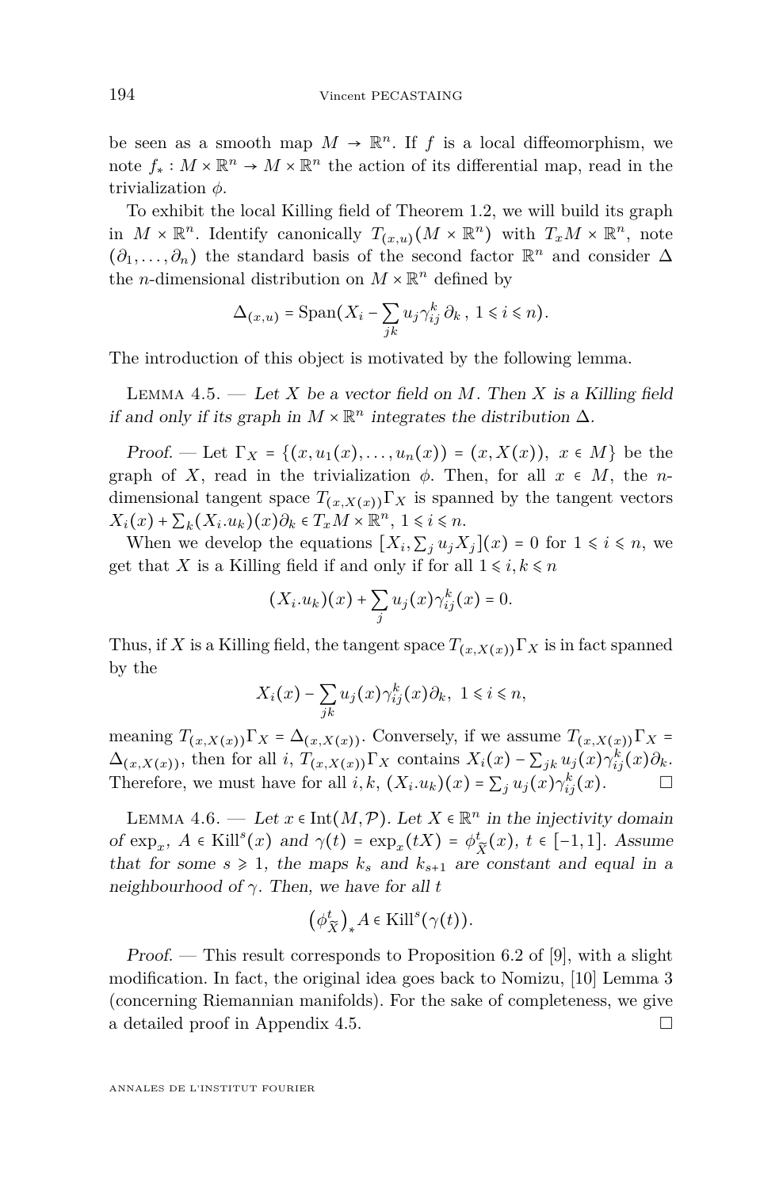be seen as a smooth map $M \to \mathbb{R}^n$. If $f$ is a local diffeomorphism, we note $f_* : M \times \mathbb{R}^n \to M \times \mathbb{R}^n$ the action of its differential map, read in the trivialization $\phi$.

To exhibit the local Killing field of Theorem 1.2, we will build its graph in $M \times \mathbb{R}^n$. Identify canonically $T_{(x,u)}(M \times \mathbb{R}^n)$ with $T_xM \times \mathbb{R}^n$, note $(\partial_1, \ldots, \partial_n)$ the standard basis of the second factor $\mathbb{R}^n$ and consider $\Delta$ the $n$-dimensional distribution on $M \times \mathbb{R}^n$ defined by

$$\Delta_{(x,u)} = \mathrm{Span}(X_i - \sum_{jk} u_j \gamma_{ij}^k \, \partial_k \, , \; 1 \leqslant i \leqslant n).$$

The introduction of this object is motivated by the following lemma.

Lemma 4.5. — *Let $X$ be a vector field on $M$. Then $X$ is a Killing field if and only if its graph in $M \times \mathbb{R}^n$ integrates the distribution $\Delta$.*

*Proof.* — Let $\Gamma_X = \{(x, u_1(x), \ldots, u_n(x)) = (x, X(x)), \; x \in M\}$ be the graph of $X$, read in the trivialization $\phi$. Then, for all $x \in M$, the $n$-dimensional tangent space $T_{(x,X(x))}\Gamma_X$ is spanned by the tangent vectors $X_i(x) + \sum_k (X_i.u_k)(x)\partial_k \in T_xM \times \mathbb{R}^n$, $1 \leqslant i \leqslant n$.

When we develop the equations $[X_i, \sum_j u_j X_j](x) = 0$ for $1 \leqslant i \leqslant n$, we get that $X$ is a Killing field if and only if for all $1 \leqslant i, k \leqslant n$

$$(X_i.u_k)(x) + \sum_j u_j(x)\gamma_{ij}^k(x) = 0.$$

Thus, if $X$ is a Killing field, the tangent space $T_{(x,X(x))}\Gamma_X$ is in fact spanned by the

$$X_i(x) - \sum_{jk} u_j(x)\gamma_{ij}^k(x)\partial_k, \; 1 \leqslant i \leqslant n,$$

meaning $T_{(x,X(x))}\Gamma_X = \Delta_{(x,X(x))}$. Conversely, if we assume $T_{(x,X(x))}\Gamma_X = \Delta_{(x,X(x))}$, then for all $i$, $T_{(x,X(x))}\Gamma_X$ contains $X_i(x) - \sum_{jk} u_j(x)\gamma_{ij}^k(x)\partial_k$. Therefore, we must have for all $i,k$, $(X_i.u_k)(x) = \sum_j u_j(x)\gamma_{ij}^k(x)$. □

Lemma 4.6. — *Let $x \in \mathrm{Int}(M, \mathcal{P})$. Let $X \in \mathbb{R}^n$ in the injectivity domain of $\exp_x$, $A \in \mathrm{Kill}^s(x)$ and $\gamma(t) = \exp_x(tX) = \phi_{\widetilde{X}}^t(x)$, $t \in [-1,1]$. Assume that for some $s \geqslant 1$, the maps $k_s$ and $k_{s+1}$ are constant and equal in a neighbourhood of $\gamma$. Then, we have for all $t$*

$$\left(\phi_{\widetilde{X}}^t\right)_* A \in \mathrm{Kill}^s(\gamma(t)).$$

*Proof.* — This result corresponds to Proposition 6.2 of [9], with a slight modification. In fact, the original idea goes back to Nomizu, [10] Lemma 3 (concerning Riemannian manifolds). For the sake of completeness, we give a detailed proof in Appendix 4.5. □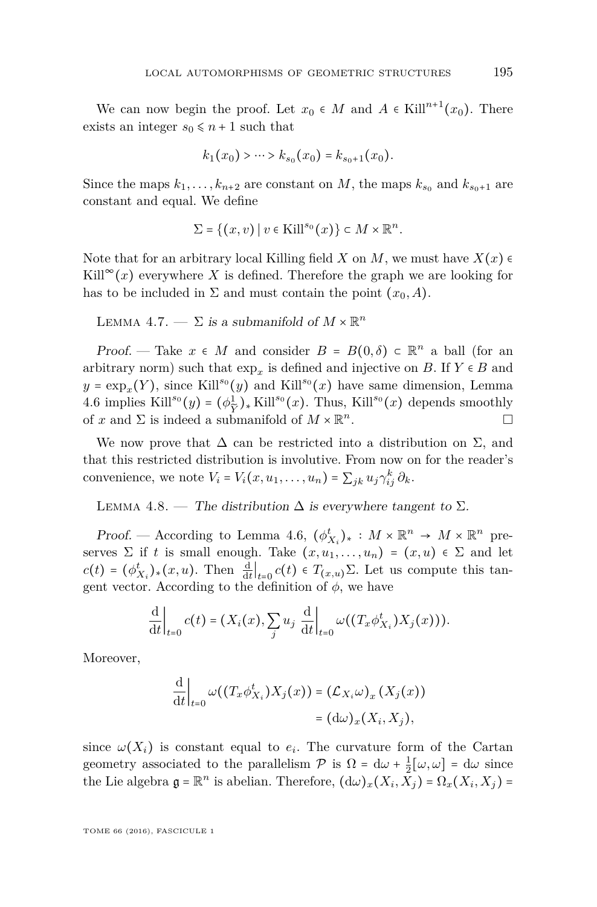We can now begin the proof. Let $x_0 \in M$ and $A \in \mathrm{Kill}^{n+1}(x_0)$. There exists an integer $s_0 \leqslant n+1$ such that

$$k_1(x_0) > \cdots > k_{s_0}(x_0) = k_{s_0+1}(x_0).$$

Since the maps $k_1, \ldots, k_{n+2}$ are constant on $M$, the maps $k_{s_0}$ and $k_{s_0+1}$ are constant and equal. We define

$$\Sigma = \{(x,v) \mid v \in \mathrm{Kill}^{s_0}(x)\} \subset M \times \mathbb{R}^n.$$

Note that for an arbitrary local Killing field $X$ on $M$, we must have $X(x) \in \mathrm{Kill}^{\infty}(x)$ everywhere $X$ is defined. Therefore the graph we are looking for has to be included in $\Sigma$ and must contain the point $(x_0, A)$.

Lemma 4.7. — *$\Sigma$ is a submanifold of $M \times \mathbb{R}^n$*

*Proof.* — Take $x \in M$ and consider $B = B(0,\delta) \subset \mathbb{R}^n$ a ball (for an arbitrary norm) such that $\exp_x$ is defined and injective on $B$. If $Y \in B$ and $y = \exp_x(Y)$, since $\mathrm{Kill}^{s_0}(y)$ and $\mathrm{Kill}^{s_0}(x)$ have same dimension, Lemma 4.6 implies $\mathrm{Kill}^{s_0}(y) = (\phi^1_{\widetilde{Y}})_* \mathrm{Kill}^{s_0}(x)$. Thus, $\mathrm{Kill}^{s_0}(x)$ depends smoothly of $x$ and $\Sigma$ is indeed a submanifold of $M \times \mathbb{R}^n$. □

We now prove that $\Delta$ can be restricted into a distribution on $\Sigma$, and that this restricted distribution is involutive. From now on for the reader's convenience, we note $V_i = V_i(x, u_1, \ldots, u_n) = \sum_{jk} u_j \gamma^k_{ij}\, \partial_k$.

Lemma 4.8. — *The distribution $\Delta$ is everywhere tangent to $\Sigma$.*

*Proof.* — According to Lemma 4.6, $(\phi^t_{X_i})_* : M \times \mathbb{R}^n \to M \times \mathbb{R}^n$ preserves $\Sigma$ if $t$ is small enough. Take $(x, u_1, \ldots, u_n) = (x,u) \in \Sigma$ and let $c(t) = (\phi^t_{X_i})_*(x,u)$. Then $\left.\frac{\mathrm{d}}{\mathrm{d}t}\right|_{t=0} c(t) \in T_{(x,u)}\Sigma$. Let us compute this tangent vector. According to the definition of $\phi$, we have

$$\left.\frac{\mathrm{d}}{\mathrm{d}t}\right|_{t=0} c(t) = (X_i(x), \sum_j u_j \left.\frac{\mathrm{d}}{\mathrm{d}t}\right|_{t=0} \omega((T_x \phi^t_{X_i}) X_j(x))).$$

Moreover,

$$\begin{aligned} \left.\frac{\mathrm{d}}{\mathrm{d}t}\right|_{t=0} \omega((T_x \phi^t_{X_i}) X_j(x)) &= (\mathcal{L}_{X_i}\omega)_x\,(X_j(x)) \\ &= (\mathrm{d}\omega)_x(X_i, X_j), \end{aligned}$$

since $\omega(X_i)$ is constant equal to $e_i$. The curvature form of the Cartan geometry associated to the parallelism $\mathcal{P}$ is $\Omega = \mathrm{d}\omega + \frac{1}{2}[\omega,\omega] = \mathrm{d}\omega$ since the Lie algebra $\mathfrak{g} = \mathbb{R}^n$ is abelian. Therefore, $(\mathrm{d}\omega)_x(X_i, X_j) = \Omega_x(X_i, X_j) =$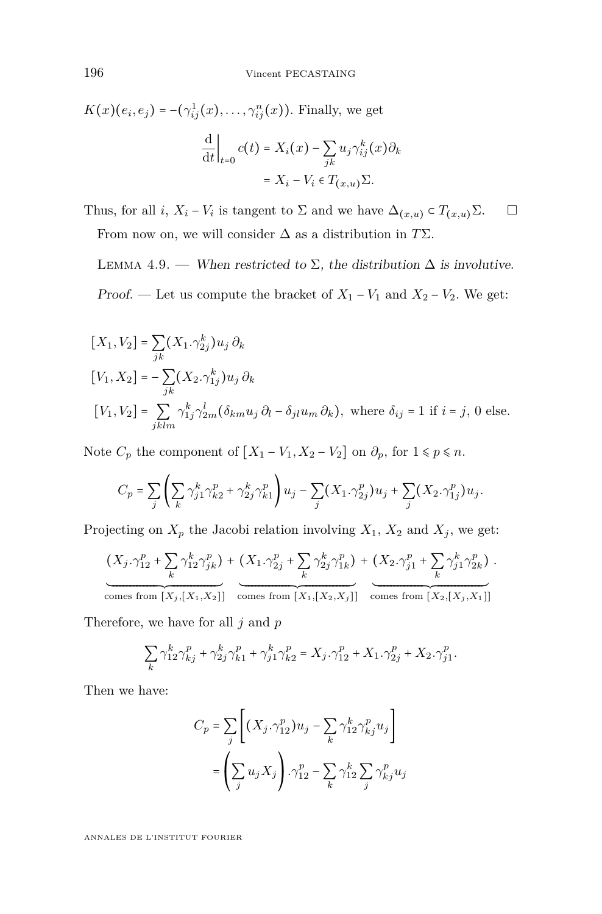$K(x)(e_i, e_j) = -(\gamma_{ij}^1(x), \ldots, \gamma_{ij}^n(x))$. Finally, we get

$$\begin{aligned}
\left.\frac{\mathrm{d}}{\mathrm{d}t}\right|_{t=0} c(t) &= X_i(x) - \sum_{jk} u_j \gamma_{ij}^k(x) \partial_k \\
&= X_i - V_i \in T_{(x,u)}\Sigma.
\end{aligned}$$

Thus, for all $i$, $X_i - V_i$ is tangent to $\Sigma$ and we have $\Delta_{(x,u)} \subset T_{(x,u)}\Sigma$. □

From now on, we will consider $\Delta$ as a distribution in $T\Sigma$.

Lemma 4.9. — *When restricted to $\Sigma$, the distribution $\Delta$ is involutive.*

*Proof.* — Let us compute the bracket of $X_1 - V_1$ and $X_2 - V_2$. We get:

$$\begin{aligned}
[X_1, V_2] &= \sum_{jk} (X_1.\gamma_{2j}^k) u_j \, \partial_k \\
[V_1, X_2] &= -\sum_{jk} (X_2.\gamma_{1j}^k) u_j \, \partial_k \\
[V_1, V_2] &= \sum_{jklm} \gamma_{1j}^k \gamma_{2m}^l (\delta_{km} u_j \, \partial_l - \delta_{jl} u_m \, \partial_k), \text{ where } \delta_{ij} = 1 \text{ if } i = j, 0 \text{ else.}
\end{aligned}$$

Note $C_p$ the component of $[X_1 - V_1, X_2 - V_2]$ on $\partial_p$, for $1 \leqslant p \leqslant n$.

$$C_p = \sum_j \left( \sum_k \gamma_{j1}^k \gamma_{k2}^p + \gamma_{2j}^k \gamma_{k1}^p \right) u_j - \sum_j (X_1.\gamma_{2j}^p) u_j + \sum_j (X_2.\gamma_{1j}^p) u_j.$$

Projecting on $X_p$ the Jacobi relation involving $X_1$, $X_2$ and $X_j$, we get:

$$\underbrace{(X_j.\gamma_{12}^p + \sum_k \gamma_{12}^k \gamma_{jk}^p)}_{\text{comes from } [X_j,[X_1,X_2]]} + \underbrace{(X_1.\gamma_{2j}^p + \sum_k \gamma_{2j}^k \gamma_{1k}^p)}_{\text{comes from } [X_1,[X_2,X_j]]} + \underbrace{(X_2.\gamma_{j1}^p + \sum_k \gamma_{j1}^k \gamma_{2k}^p)}_{\text{comes from } [X_2,[X_j,X_1]]}.$$

Therefore, we have for all $j$ and $p$

$$\sum_k \gamma_{12}^k \gamma_{kj}^p + \gamma_{2j}^k \gamma_{k1}^p + \gamma_{j1}^k \gamma_{k2}^p = X_j.\gamma_{12}^p + X_1.\gamma_{2j}^p + X_2.\gamma_{j1}^p.$$

Then we have:

$$\begin{aligned}
C_p &= \sum_j \left[ (X_j.\gamma_{12}^p) u_j - \sum_k \gamma_{12}^k \gamma_{kj}^p u_j \right] \\
&= \left( \sum_j u_j X_j \right).\gamma_{12}^p - \sum_k \gamma_{12}^k \sum_j \gamma_{kj}^p u_j
\end{aligned}$$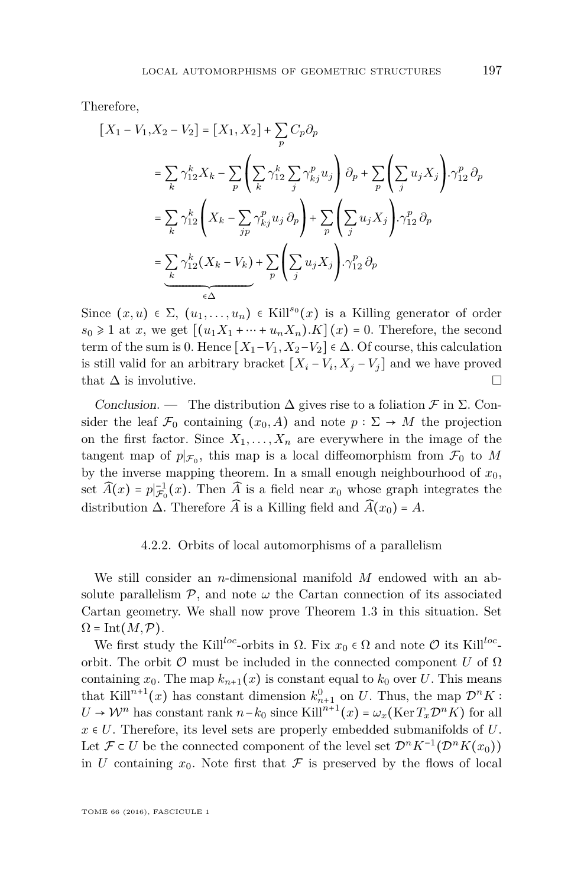Therefore,

$$
\begin{aligned}
[X_1 - V_1, X_2 - V_2] &= [X_1, X_2] + \sum_p C_p \partial_p \\
&= \sum_k \gamma_{12}^k X_k - \sum_p \left( \sum_k \gamma_{12}^k \sum_j \gamma_{kj}^p u_j \right) \partial_p + \sum_p \left( \sum_j u_j X_j \right) . \gamma_{12}^p \, \partial_p \\
&= \sum_k \gamma_{12}^k \left( X_k - \sum_{jp} \gamma_{kj}^p u_j \, \partial_p \right) + \sum_p \left( \sum_j u_j X_j \right) . \gamma_{12}^p \, \partial_p \\
&= \underbrace{\sum_k \gamma_{12}^k (X_k - V_k)}_{\in \Delta} + \sum_p \left( \sum_j u_j X_j \right) . \gamma_{12}^p \, \partial_p
\end{aligned}
$$

Since $(x,u) \in \Sigma$, $(u_1, \ldots, u_n) \in \mathrm{Kill}^{s_0}(x)$ is a Killing generator of order $s_0 \geqslant 1$ at $x$, we get $[(u_1 X_1 + \cdots + u_n X_n).K](x) = 0$. Therefore, the second term of the sum is 0. Hence $[X_1 - V_1, X_2 - V_2] \in \Delta$. Of course, this calculation is still valid for an arbitrary bracket $[X_i - V_i, X_j - V_j]$ and we have proved that $\Delta$ is involutive. $\square$

*Conclusion.* — The distribution $\Delta$ gives rise to a foliation $\mathcal{F}$ in $\Sigma$. Consider the leaf $\mathcal{F}_0$ containing $(x_0, A)$ and note $p : \Sigma \to M$ the projection on the first factor. Since $X_1, \ldots, X_n$ are everywhere in the image of the tangent map of $p|_{\mathcal{F}_0}$, this map is a local diffeomorphism from $\mathcal{F}_0$ to $M$ by the inverse mapping theorem. In a small enough neighbourhood of $x_0$, set $\widehat{A}(x) = p|_{\mathcal{F}_0}^{-1}(x)$. Then $\widehat{A}$ is a field near $x_0$ whose graph integrates the distribution $\Delta$. Therefore $\widehat{A}$ is a Killing field and $\widehat{A}(x_0) = A$.

### 4.2.2. Orbits of local automorphisms of a parallelism

We still consider an $n$-dimensional manifold $M$ endowed with an absolute parallelism $\mathcal{P}$, and note $\omega$ the Cartan connection of its associated Cartan geometry. We shall now prove Theorem 1.3 in this situation. Set $\Omega = \mathrm{Int}(M, \mathcal{P})$.

We first study the $\mathrm{Kill}^{loc}$-orbits in $\Omega$. Fix $x_0 \in \Omega$ and note $\mathcal{O}$ its $\mathrm{Kill}^{loc}$-orbit. The orbit $\mathcal{O}$ must be included in the connected component $U$ of $\Omega$ containing $x_0$. The map $k_{n+1}(x)$ is constant equal to $k_0$ over $U$. This means that $\mathrm{Kill}^{n+1}(x)$ has constant dimension $k_{n+1}^0$ on $U$. Thus, the map $\mathcal{D}^n K : U \to \mathcal{W}^n$ has constant rank $n - k_0$ since $\mathrm{Kill}^{n+1}(x) = \omega_x(\mathrm{Ker}\, T_x \mathcal{D}^n K)$ for all $x \in U$. Therefore, its level sets are properly embedded submanifolds of $U$. Let $\mathcal{F} \subset U$ be the connected component of the level set $\mathcal{D}^n K^{-1}(\mathcal{D}^n K(x_0))$ in $U$ containing $x_0$. Note first that $\mathcal{F}$ is preserved by the flows of local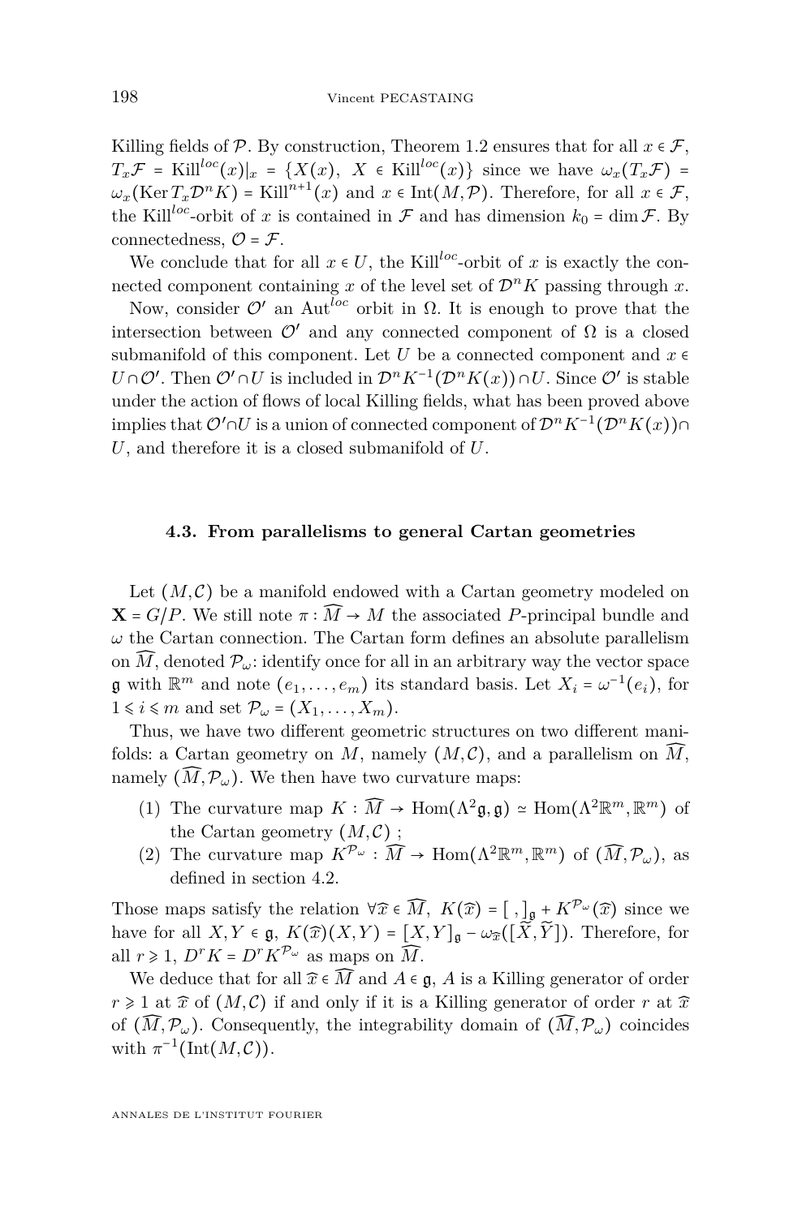Killing fields of $\mathcal{P}$. By construction, Theorem 1.2 ensures that for all $x \in \mathcal{F}$, $T_x\mathcal{F} = \mathrm{Kill}^{loc}(x)|_x = \{X(x),\ X \in \mathrm{Kill}^{loc}(x)\}$ since we have $\omega_x(T_x\mathcal{F}) = \omega_x(\mathrm{Ker}\, T_x\mathcal{D}^n K) = \mathrm{Kill}^{n+1}(x)$ and $x \in \mathrm{Int}(M,\mathcal{P})$. Therefore, for all $x \in \mathcal{F}$, the $\mathrm{Kill}^{loc}$-orbit of $x$ is contained in $\mathcal{F}$ and has dimension $k_0 = \dim \mathcal{F}$. By connectedness, $\mathcal{O} = \mathcal{F}$.

We conclude that for all $x \in U$, the $\mathrm{Kill}^{loc}$-orbit of $x$ is exactly the connected component containing $x$ of the level set of $\mathcal{D}^n K$ passing through $x$.

Now, consider $\mathcal{O}'$ an $\mathrm{Aut}^{loc}$ orbit in $\Omega$. It is enough to prove that the intersection between $\mathcal{O}'$ and any connected component of $\Omega$ is a closed submanifold of this component. Let $U$ be a connected component and $x \in U \cap \mathcal{O}'$. Then $\mathcal{O}' \cap U$ is included in $\mathcal{D}^n K^{-1}(\mathcal{D}^n K(x)) \cap U$. Since $\mathcal{O}'$ is stable under the action of flows of local Killing fields, what has been proved above implies that $\mathcal{O}' \cap U$ is a union of connected component of $\mathcal{D}^n K^{-1}(\mathcal{D}^n K(x)) \cap U$, and therefore it is a closed submanifold of $U$.

### 4.3. From parallelisms to general Cartan geometries

Let $(M,\mathcal{C})$ be a manifold endowed with a Cartan geometry modeled on $\mathbf{X} = G/P$. We still note $\pi : \widehat{M} \to M$ the associated $P$-principal bundle and $\omega$ the Cartan connection. The Cartan form defines an absolute parallelism on $\widehat{M}$, denoted $\mathcal{P}_\omega$: identify once for all in an arbitrary way the vector space $\mathfrak{g}$ with $\mathbb{R}^m$ and note $(e_1,\ldots,e_m)$ its standard basis. Let $X_i = \omega^{-1}(e_i)$, for $1 \leqslant i \leqslant m$ and set $\mathcal{P}_\omega = (X_1,\ldots,X_m)$.

Thus, we have two different geometric structures on two different manifolds: a Cartan geometry on $M$, namely $(M,\mathcal{C})$, and a parallelism on $\widehat{M}$, namely $(\widehat{M},\mathcal{P}_\omega)$. We then have two curvature maps:

1. The curvature map $K : \widehat{M} \to \mathrm{Hom}(\Lambda^2\mathfrak{g},\mathfrak{g}) \simeq \mathrm{Hom}(\Lambda^2\mathbb{R}^m,\mathbb{R}^m)$ of the Cartan geometry $(M,\mathcal{C})$ ;
2. The curvature map $K^{\mathcal{P}_\omega} : \widehat{M} \to \mathrm{Hom}(\Lambda^2\mathbb{R}^m,\mathbb{R}^m)$ of $(\widehat{M},\mathcal{P}_\omega)$, as defined in section 4.2.

Those maps satisfy the relation $\forall \widehat{x} \in \widehat{M},\ K(\widehat{x}) = [\ ,\ ]_{\mathfrak{g}} + K^{\mathcal{P}_\omega}(\widehat{x})$ since we have for all $X,Y \in \mathfrak{g}$, $K(\widehat{x})(X,Y) = [X,Y]_{\mathfrak{g}} - \omega_{\widehat{x}}([\widetilde{X},\widetilde{Y}])$. Therefore, for all $r \geqslant 1$, $D^r K = D^r K^{\mathcal{P}_\omega}$ as maps on $\widehat{M}$.

We deduce that for all $\widehat{x} \in \widehat{M}$ and $A \in \mathfrak{g}$, $A$ is a Killing generator of order $r \geqslant 1$ at $\widehat{x}$ of $(M,\mathcal{C})$ if and only if it is a Killing generator of order $r$ at $\widehat{x}$ of $(\widehat{M},\mathcal{P}_\omega)$. Consequently, the integrability domain of $(\widehat{M},\mathcal{P}_\omega)$ coincides with $\pi^{-1}(\mathrm{Int}(M,\mathcal{C}))$.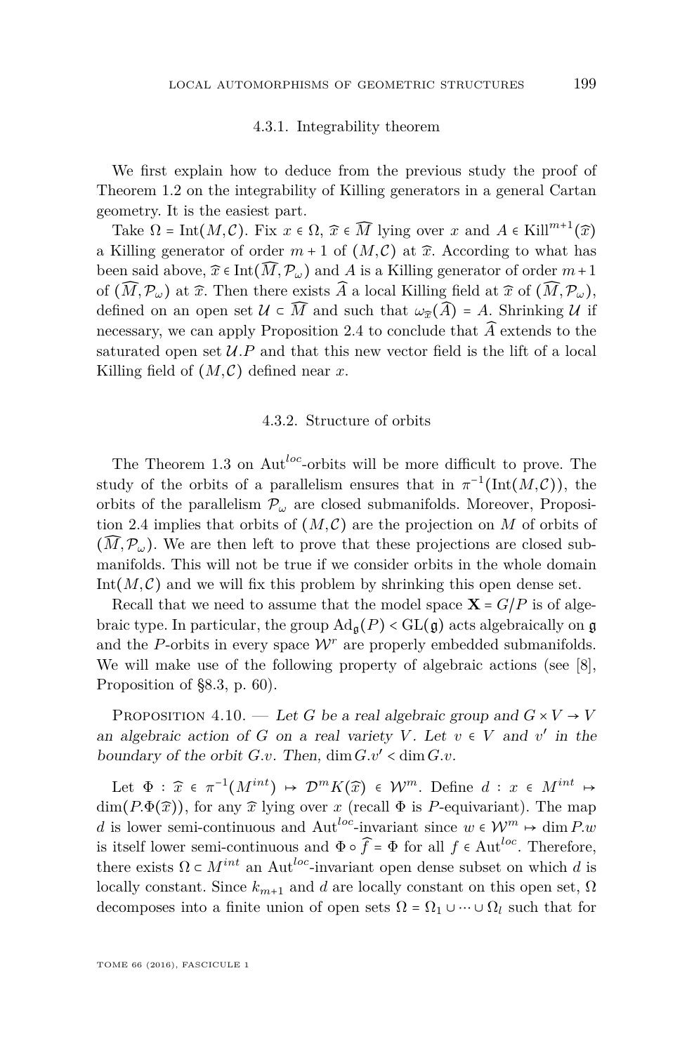### 4.3.1. Integrability theorem

We first explain how to deduce from the previous study the proof of Theorem 1.2 on the integrability of Killing generators in a general Cartan geometry. It is the easiest part.

Take $\Omega = \mathrm{Int}(M,\mathcal{C})$. Fix $x \in \Omega$, $\widehat{x} \in \widehat{M}$ lying over $x$ and $A \in \mathrm{Kill}^{m+1}(\widehat{x})$ a Killing generator of order $m+1$ of $(M,\mathcal{C})$ at $\widehat{x}$. According to what has been said above, $\widehat{x} \in \mathrm{Int}(\widehat{M},\mathcal{P}_\omega)$ and $A$ is a Killing generator of order $m+1$ of $(\widehat{M},\mathcal{P}_\omega)$ at $\widehat{x}$. Then there exists $\widehat{A}$ a local Killing field at $\widehat{x}$ of $(\widehat{M},\mathcal{P}_\omega)$, defined on an open set $\mathcal{U} \subset \widehat{M}$ and such that $\omega_{\widehat{x}}(\widehat{A}) = A$. Shrinking $\mathcal{U}$ if necessary, we can apply Proposition 2.4 to conclude that $\widehat{A}$ extends to the saturated open set $\mathcal{U}.P$ and that this new vector field is the lift of a local Killing field of $(M,\mathcal{C})$ defined near $x$.

### 4.3.2. Structure of orbits

The Theorem 1.3 on $\mathrm{Aut}^{loc}$-orbits will be more difficult to prove. The study of the orbits of a parallelism ensures that in $\pi^{-1}(\mathrm{Int}(M,\mathcal{C}))$, the orbits of the parallelism $\mathcal{P}_\omega$ are closed submanifolds. Moreover, Proposition 2.4 implies that orbits of $(M,\mathcal{C})$ are the projection on $M$ of orbits of $(\widehat{M},\mathcal{P}_\omega)$. We are then left to prove that these projections are closed submanifolds. This will not be true if we consider orbits in the whole domain $\mathrm{Int}(M,\mathcal{C})$ and we will fix this problem by shrinking this open dense set.

Recall that we need to assume that the model space $\mathbf{X} = G/P$ is of algebraic type. In particular, the group $\mathrm{Ad}_{\mathfrak{g}}(P) < \mathrm{GL}(\mathfrak{g})$ acts algebraically on $\mathfrak{g}$ and the $P$-orbits in every space $\mathcal{W}^r$ are properly embedded submanifolds. We will make use of the following property of algebraic actions (see [8], Proposition of §8.3, p. 60).

Proposition 4.10. — *Let $G$ be a real algebraic group and $G \times V \to V$ an algebraic action of $G$ on a real variety $V$. Let $v \in V$ and $v'$ in the boundary of the orbit $G.v$. Then, $\dim G.v' < \dim G.v$.*

Let $\Phi : \widehat{x} \in \pi^{-1}(M^{int}) \mapsto \mathcal{D}^m K(\widehat{x}) \in \mathcal{W}^m$. Define $d : x \in M^{int} \mapsto \dim(P.\Phi(\widehat{x}))$, for any $\widehat{x}$ lying over $x$ (recall $\Phi$ is $P$-equivariant). The map $d$ is lower semi-continuous and $\mathrm{Aut}^{loc}$-invariant since $w \in \mathcal{W}^m \mapsto \dim P.w$ is itself lower semi-continuous and $\Phi \circ \widehat{f} = \Phi$ for all $f \in \mathrm{Aut}^{loc}$. Therefore, there exists $\Omega \subset M^{int}$ an $\mathrm{Aut}^{loc}$-invariant open dense subset on which $d$ is locally constant. Since $k_{m+1}$ and $d$ are locally constant on this open set, $\Omega$ decomposes into a finite union of open sets $\Omega = \Omega_1 \cup \cdots \cup \Omega_l$ such that for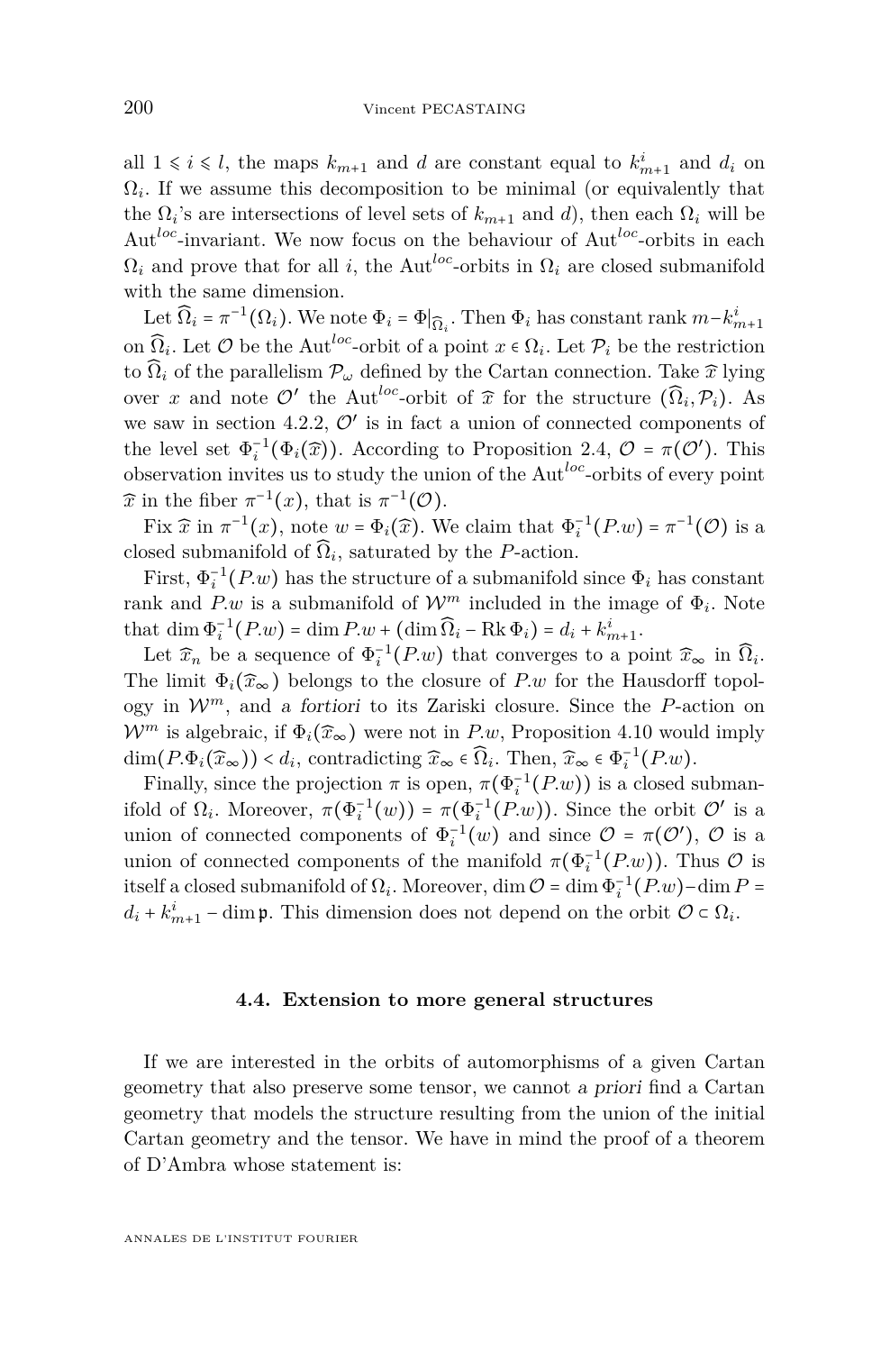all $1 \leqslant i \leqslant l$, the maps $k_{m+1}$ and $d$ are constant equal to $k^i_{m+1}$ and $d_i$ on $\Omega_i$. If we assume this decomposition to be minimal (or equivalently that the $\Omega_i$'s are intersections of level sets of $k_{m+1}$ and $d$), then each $\Omega_i$ will be $\mathrm{Aut}^{loc}$-invariant. We now focus on the behaviour of $\mathrm{Aut}^{loc}$-orbits in each $\Omega_i$ and prove that for all $i$, the $\mathrm{Aut}^{loc}$-orbits in $\Omega_i$ are closed submanifold with the same dimension.

Let $\widehat{\Omega}_i = \pi^{-1}(\Omega_i)$. We note $\Phi_i = \Phi|_{\widehat{\Omega}_i}$. Then $\Phi_i$ has constant rank $m - k^i_{m+1}$ on $\widehat{\Omega}_i$. Let $\mathcal{O}$ be the $\mathrm{Aut}^{loc}$-orbit of a point $x \in \Omega_i$. Let $\mathcal{P}_i$ be the restriction to $\widehat{\Omega}_i$ of the parallelism $\mathcal{P}_\omega$ defined by the Cartan connection. Take $\widehat{x}$ lying over $x$ and note $\mathcal{O}'$ the $\mathrm{Aut}^{loc}$-orbit of $\widehat{x}$ for the structure $(\widehat{\Omega}_i, \mathcal{P}_i)$. As we saw in section 4.2.2, $\mathcal{O}'$ is in fact a union of connected components of the level set $\Phi_i^{-1}(\Phi_i(\widehat{x}))$. According to Proposition 2.4, $\mathcal{O} = \pi(\mathcal{O}')$. This observation invites us to study the union of the $\mathrm{Aut}^{loc}$-orbits of every point $\widehat{x}$ in the fiber $\pi^{-1}(x)$, that is $\pi^{-1}(\mathcal{O})$.

Fix $\widehat{x}$ in $\pi^{-1}(x)$, note $w = \Phi_i(\widehat{x})$. We claim that $\Phi_i^{-1}(P.w) = \pi^{-1}(\mathcal{O})$ is a closed submanifold of $\widehat{\Omega}_i$, saturated by the $P$-action.

First, $\Phi_i^{-1}(P.w)$ has the structure of a submanifold since $\Phi_i$ has constant rank and $P.w$ is a submanifold of $\mathcal{W}^m$ included in the image of $\Phi_i$. Note that $\dim \Phi_i^{-1}(P.w) = \dim P.w + (\dim \widehat{\Omega}_i - \mathrm{Rk}\, \Phi_i) = d_i + k^i_{m+1}$.

Let $\widehat{x}_n$ be a sequence of $\Phi_i^{-1}(P.w)$ that converges to a point $\widehat{x}_\infty$ in $\widehat{\Omega}_i$. The limit $\Phi_i(\widehat{x}_\infty)$ belongs to the closure of $P.w$ for the Hausdorff topology in $\mathcal{W}^m$, and *a fortiori* to its Zariski closure. Since the $P$-action on $\mathcal{W}^m$ is algebraic, if $\Phi_i(\widehat{x}_\infty)$ were not in $P.w$, Proposition 4.10 would imply $\dim(P.\Phi_i(\widehat{x}_\infty)) < d_i$, contradicting $\widehat{x}_\infty \in \widehat{\Omega}_i$. Then, $\widehat{x}_\infty \in \Phi_i^{-1}(P.w)$.

Finally, since the projection $\pi$ is open, $\pi(\Phi_i^{-1}(P.w))$ is a closed submanifold of $\Omega_i$. Moreover, $\pi(\Phi_i^{-1}(w)) = \pi(\Phi_i^{-1}(P.w))$. Since the orbit $\mathcal{O}'$ is a union of connected components of $\Phi_i^{-1}(w)$ and since $\mathcal{O} = \pi(\mathcal{O}')$, $\mathcal{O}$ is a union of connected components of the manifold $\pi(\Phi_i^{-1}(P.w))$. Thus $\mathcal{O}$ is itself a closed submanifold of $\Omega_i$. Moreover, $\dim \mathcal{O} = \dim \Phi_i^{-1}(P.w) - \dim P = d_i + k^i_{m+1} - \dim \mathfrak{p}$. This dimension does not depend on the orbit $\mathcal{O} \subset \Omega_i$.

### 4.4. Extension to more general structures

If we are interested in the orbits of automorphisms of a given Cartan geometry that also preserve some tensor, we cannot *a priori* find a Cartan geometry that models the structure resulting from the union of the initial Cartan geometry and the tensor. We have in mind the proof of a theorem of D'Ambra whose statement is: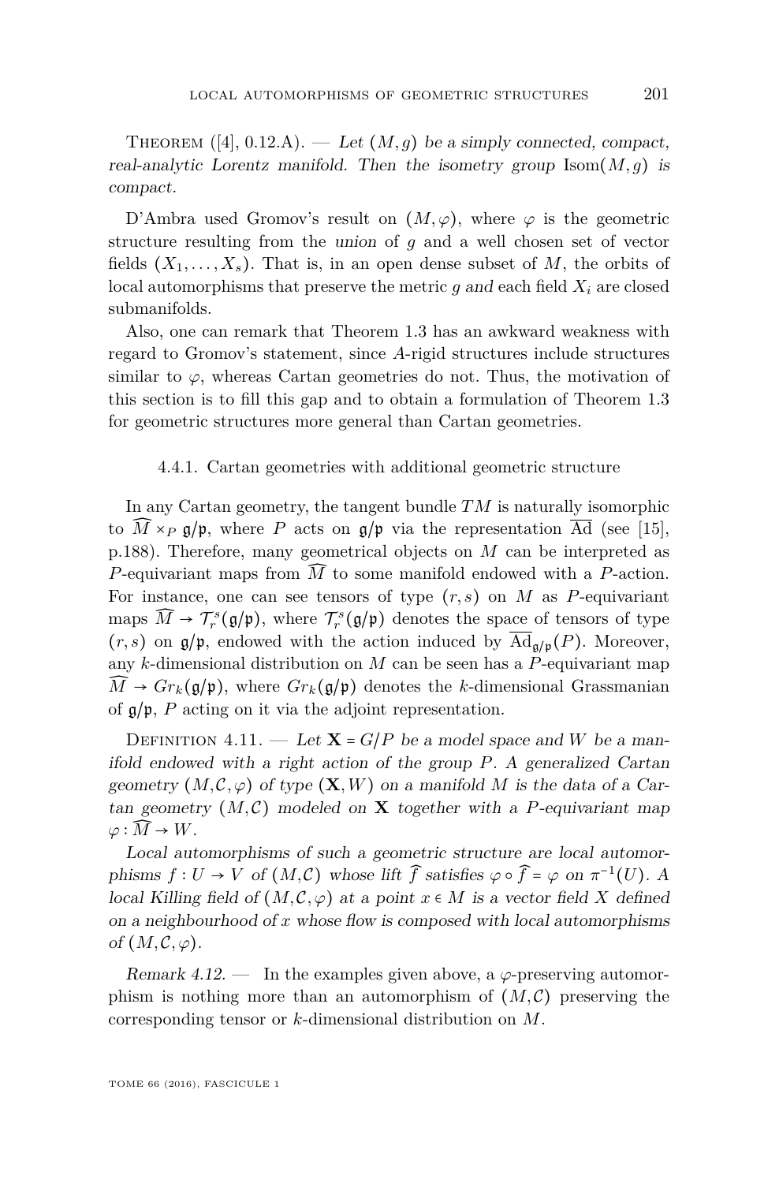Theorem ([4], 0.12.A). — *Let $(M, g)$ be a simply connected, compact, real-analytic Lorentz manifold. Then the isometry group $\mathrm{Isom}(M, g)$ is compact.*

D'Ambra used Gromov's result on $(M, \varphi)$, where $\varphi$ is the geometric structure resulting from the *union* of $g$ and a well chosen set of vector fields $(X_1, \ldots, X_s)$. That is, in an open dense subset of $M$, the orbits of local automorphisms that preserve the metric $g$ *and* each field $X_i$ are closed submanifolds.

Also, one can remark that Theorem 1.3 has an awkward weakness with regard to Gromov's statement, since $A$-rigid structures include structures similar to $\varphi$, whereas Cartan geometries do not. Thus, the motivation of this section is to fill this gap and to obtain a formulation of Theorem 1.3 for geometric structures more general than Cartan geometries.

### 4.4.1. Cartan geometries with additional geometric structure

In any Cartan geometry, the tangent bundle $TM$ is naturally isomorphic to $\widehat{M} \times_P \mathfrak{g}/\mathfrak{p}$, where $P$ acts on $\mathfrak{g}/\mathfrak{p}$ via the representation $\overline{\mathrm{Ad}}$ (see [15], p.188). Therefore, many geometrical objects on $M$ can be interpreted as $P$-equivariant maps from $\widehat{M}$ to some manifold endowed with a $P$-action. For instance, one can see tensors of type $(r, s)$ on $M$ as $P$-equivariant maps $\widehat{M} \to \mathcal{T}_r^s(\mathfrak{g}/\mathfrak{p})$, where $\mathcal{T}_r^s(\mathfrak{g}/\mathfrak{p})$ denotes the space of tensors of type $(r, s)$ on $\mathfrak{g}/\mathfrak{p}$, endowed with the action induced by $\overline{\mathrm{Ad}}_{\mathfrak{g}/\mathfrak{p}}(P)$. Moreover, any $k$-dimensional distribution on $M$ can be seen has a $P$-equivariant map $\widehat{M} \to Gr_k(\mathfrak{g}/\mathfrak{p})$, where $Gr_k(\mathfrak{g}/\mathfrak{p})$ denotes the $k$-dimensional Grassmanian of $\mathfrak{g}/\mathfrak{p}$, $P$ acting on it via the adjoint representation.

Definition 4.11. — *Let $\mathbf{X} = G/P$ be a model space and $W$ be a manifold endowed with a right action of the group $P$. A generalized Cartan geometry $(M, \mathcal{C}, \varphi)$ of type $(\mathbf{X}, W)$ on a manifold $M$ is the data of a Cartan geometry $(M, \mathcal{C})$ modeled on $\mathbf{X}$ together with a $P$-equivariant map $\varphi : \widehat{M} \to W$.*

*Local automorphisms of such a geometric structure are local automorphisms $f : U \to V$ of $(M, \mathcal{C})$ whose lift $\widehat{f}$ satisfies $\varphi \circ \widehat{f} = \varphi$ on $\pi^{-1}(U)$. A local Killing field of $(M, \mathcal{C}, \varphi)$ at a point $x \in M$ is a vector field $X$ defined on a neighbourhood of $x$ whose flow is composed with local automorphisms of $(M, \mathcal{C}, \varphi)$.*

*Remark 4.12.* — In the examples given above, a $\varphi$-preserving automorphism is nothing more than an automorphism of $(M, \mathcal{C})$ preserving the corresponding tensor or $k$-dimensional distribution on $M$.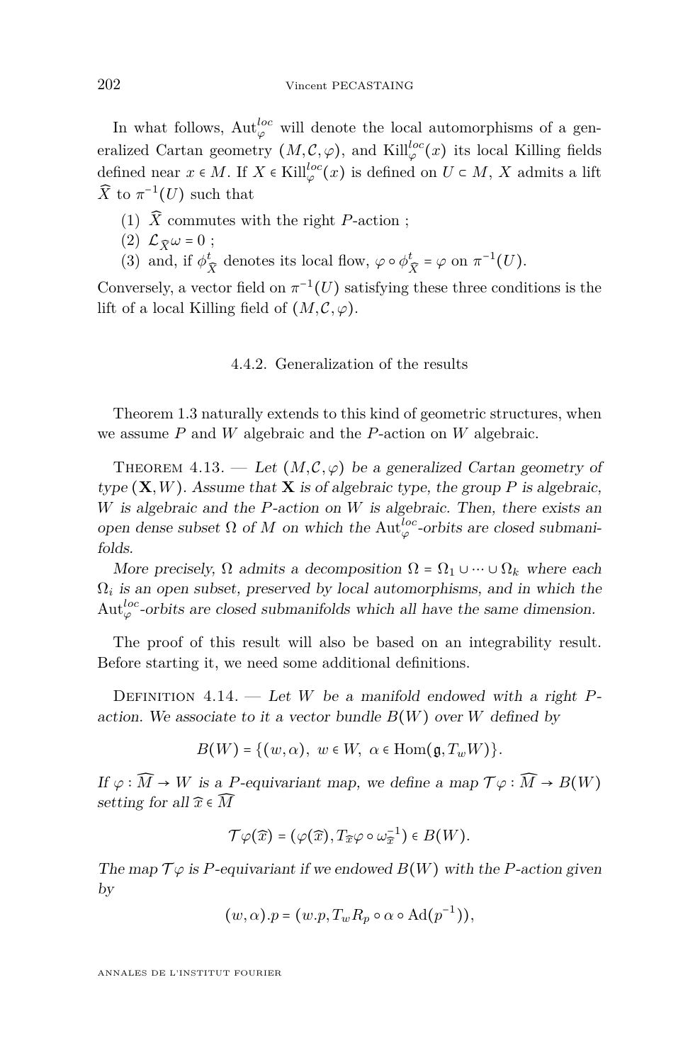In what follows, $\mathrm{Aut}^{loc}_{\varphi}$ will denote the local automorphisms of a generalized Cartan geometry $(M, \mathcal{C}, \varphi)$, and $\mathrm{Kill}^{loc}_{\varphi}(x)$ its local Killing fields defined near $x \in M$. If $X \in \mathrm{Kill}^{loc}_{\varphi}(x)$ is defined on $U \subset M$, $X$ admits a lift $\widehat{X}$ to $\pi^{-1}(U)$ such that

1. $\widehat{X}$ commutes with the right $P$-action ;
2. $\mathcal{L}_{\widehat{X}} \omega = 0$ ;
3. and, if $\phi^t_{\widehat{X}}$ denotes its local flow, $\varphi \circ \phi^t_{\widehat{X}} = \varphi$ on $\pi^{-1}(U)$.

Conversely, a vector field on $\pi^{-1}(U)$ satisfying these three conditions is the lift of a local Killing field of $(M, \mathcal{C}, \varphi)$.

### 4.4.2. Generalization of the results

Theorem 1.3 naturally extends to this kind of geometric structures, when we assume $P$ and $W$ algebraic and the $P$-action on $W$ algebraic.

**Theorem 4.13.** — *Let $(M, \mathcal{C}, \varphi)$ be a generalized Cartan geometry of type $(\mathbf{X}, W)$. Assume that $\mathbf{X}$ is of algebraic type, the group $P$ is algebraic, $W$ is algebraic and the $P$-action on $W$ is algebraic. Then, there exists an open dense subset $\Omega$ of $M$ on which the $\mathrm{Aut}^{loc}_{\varphi}$-orbits are closed submanifolds.*

*More precisely, $\Omega$ admits a decomposition $\Omega = \Omega_1 \cup \cdots \cup \Omega_k$ where each $\Omega_i$ is an open subset, preserved by local automorphisms, and in which the $\mathrm{Aut}^{loc}_{\varphi}$-orbits are closed submanifolds which all have the same dimension.*

The proof of this result will also be based on an integrability result. Before starting it, we need some additional definitions.

**Definition 4.14.** — *Let $W$ be a manifold endowed with a right $P$-action. We associate to it a vector bundle $B(W)$ over $W$ defined by*

$$B(W) = \{(w, \alpha),\ w \in W,\ \alpha \in \mathrm{Hom}(\mathfrak{g}, T_w W)\}.$$

*If $\varphi : \widehat{M} \to W$ is a $P$-equivariant map, we define a map $\mathcal{T}\varphi : \widehat{M} \to B(W)$ setting for all $\widehat{x} \in \widehat{M}$*

$$\mathcal{T}\varphi(\widehat{x}) = (\varphi(\widehat{x}), T_{\widehat{x}}\varphi \circ \omega_{\widehat{x}}^{-1}) \in B(W).$$

*The map $\mathcal{T}\varphi$ is $P$-equivariant if we endowed $B(W)$ with the $P$-action given by*

$$(w, \alpha).p = (w.p, T_w R_p \circ \alpha \circ \mathrm{Ad}(p^{-1})),$$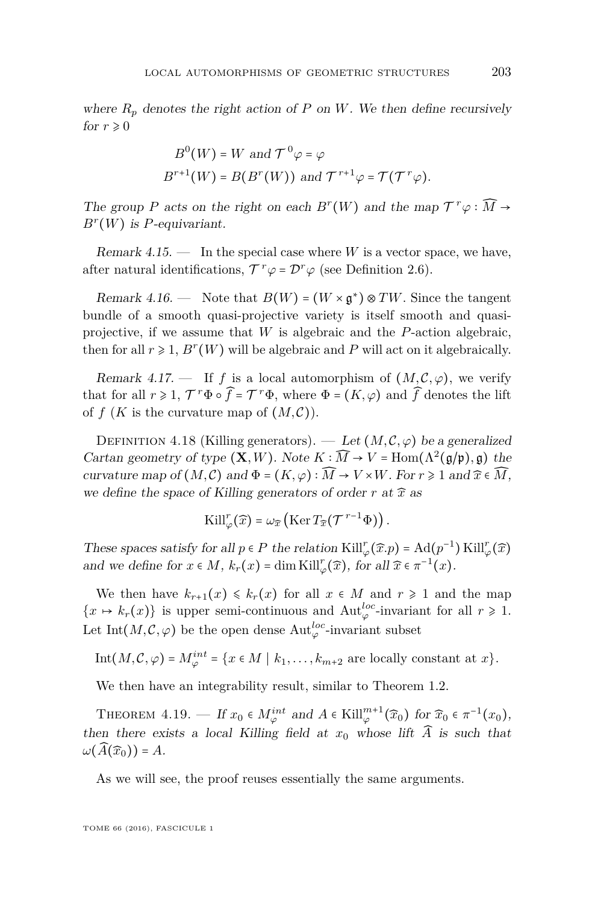where $R_p$ denotes the right action of $P$ on $W$. We then define recursively for $r \geqslant 0$

$$B^0(W) = W \text{ and } \mathcal{T}^0\varphi = \varphi$$
$$B^{r+1}(W) = B(B^r(W)) \text{ and } \mathcal{T}^{r+1}\varphi = \mathcal{T}(\mathcal{T}^r\varphi).$$

*The group $P$ acts on the right on each $B^r(W)$ and the map $\mathcal{T}^r\varphi : \widehat{M} \to B^r(W)$ is $P$-equivariant.*

*Remark 4.15.* — In the special case where $W$ is a vector space, we have, after natural identifications, $\mathcal{T}^r\varphi = \mathcal{D}^r\varphi$ (see Definition 2.6).

*Remark 4.16.* — Note that $B(W) = (W \times \mathfrak{g}^*) \otimes TW$. Since the tangent bundle of a smooth quasi-projective variety is itself smooth and quasi-projective, if we assume that $W$ is algebraic and the $P$-action algebraic, then for all $r \geqslant 1$, $B^r(W)$ will be algebraic and $P$ will act on it algebraically.

*Remark 4.17.* — If $f$ is a local automorphism of $(M, \mathcal{C}, \varphi)$, we verify that for all $r \geqslant 1$, $\mathcal{T}^r\Phi \circ \widehat{f} = \mathcal{T}^r\Phi$, where $\Phi = (K, \varphi)$ and $\widehat{f}$ denotes the lift of $f$ ($K$ is the curvature map of $(M, \mathcal{C})$).

Definition 4.18 (Killing generators). — *Let $(M, \mathcal{C}, \varphi)$ be a generalized Cartan geometry of type $(\mathbf{X}, W)$. Note $K : \widehat{M} \to V = \mathrm{Hom}(\Lambda^2(\mathfrak{g}/\mathfrak{p}), \mathfrak{g})$ the curvature map of $(M, \mathcal{C})$ and $\Phi = (K, \varphi) : \widehat{M} \to V \times W$. For $r \geqslant 1$ and $\widehat{x} \in \widehat{M}$, we define the space of Killing generators of order $r$ at $\widehat{x}$ as*

$$\mathrm{Kill}^r_\varphi(\widehat{x}) = \omega_{\widehat{x}}\left(\mathrm{Ker}\, T_{\widehat{x}}(\mathcal{T}^{r-1}\Phi)\right).$$

*These spaces satisfy for all $p \in P$ the relation $\mathrm{Kill}^r_\varphi(\widehat{x}.p) = \mathrm{Ad}(p^{-1})\,\mathrm{Kill}^r_\varphi(\widehat{x})$ and we define for $x \in M$, $k_r(x) = \dim \mathrm{Kill}^r_\varphi(\widehat{x})$, for all $\widehat{x} \in \pi^{-1}(x)$.*

We then have $k_{r+1}(x) \leqslant k_r(x)$ for all $x \in M$ and $r \geqslant 1$ and the map $\{x \mapsto k_r(x)\}$ is upper semi-continuous and $\mathrm{Aut}^{loc}_\varphi$-invariant for all $r \geqslant 1$. Let $\mathrm{Int}(M, \mathcal{C}, \varphi)$ be the open dense $\mathrm{Aut}^{loc}_\varphi$-invariant subset

$$\mathrm{Int}(M, \mathcal{C}, \varphi) = M^{int}_\varphi = \{x \in M \mid k_1, \ldots, k_{m+2} \text{ are locally constant at } x\}.$$

We then have an integrability result, similar to Theorem 1.2.

Theorem 4.19. — *If $x_0 \in M^{int}_\varphi$ and $A \in \mathrm{Kill}^{m+1}_\varphi(\widehat{x}_0)$ for $\widehat{x}_0 \in \pi^{-1}(x_0)$, then there exists a local Killing field at $x_0$ whose lift $\widehat{A}$ is such that $\omega(\widehat{A}(\widehat{x}_0)) = A$.*

As we will see, the proof reuses essentially the same arguments.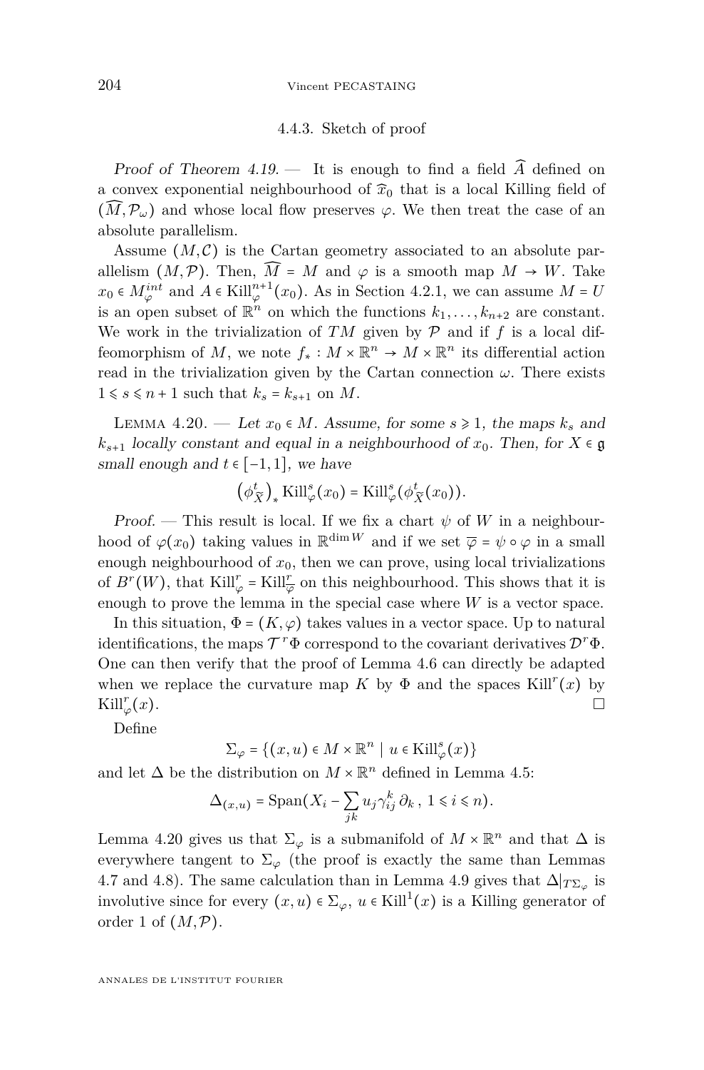#### 4.4.3. Sketch of proof

*Proof of Theorem 4.19.* — It is enough to find a field $\widehat{A}$ defined on a convex exponential neighbourhood of $\widehat{x}_0$ that is a local Killing field of $(\widehat{M}, \mathcal{P}_\omega)$ and whose local flow preserves $\varphi$. We then treat the case of an absolute parallelism.

Assume $(M, \mathcal{C})$ is the Cartan geometry associated to an absolute parallelism $(M, \mathcal{P})$. Then, $\widehat{M} = M$ and $\varphi$ is a smooth map $M \to W$. Take $x_0 \in M_\varphi^{int}$ and $A \in \mathrm{Kill}_\varphi^{n+1}(x_0)$. As in Section 4.2.1, we can assume $M = U$ is an open subset of $\mathbb{R}^n$ on which the functions $k_1, \ldots, k_{n+2}$ are constant. We work in the trivialization of $TM$ given by $\mathcal{P}$ and if $f$ is a local diffeomorphism of $M$, we note $f_* : M \times \mathbb{R}^n \to M \times \mathbb{R}^n$ its differential action read in the trivialization given by the Cartan connection $\omega$. There exists $1 \leqslant s \leqslant n+1$ such that $k_s = k_{s+1}$ on $M$.

Lemma 4.20. — *Let $x_0 \in M$. Assume, for some $s \geqslant 1$, the maps $k_s$ and $k_{s+1}$ locally constant and equal in a neighbourhood of $x_0$. Then, for $X \in \mathfrak{g}$ small enough and $t \in [-1, 1]$, we have*

$$\left(\phi_{\widetilde{X}}^t\right)_* \mathrm{Kill}_\varphi^s(x_0) = \mathrm{Kill}_\varphi^s(\phi_{\widetilde{X}}^t(x_0)).$$

*Proof.* — This result is local. If we fix a chart $\psi$ of $W$ in a neighbourhood of $\varphi(x_0)$ taking values in $\mathbb{R}^{\dim W}$ and if we set $\overline{\varphi} = \psi \circ \varphi$ in a small enough neighbourhood of $x_0$, then we can prove, using local trivializations of $B^r(W)$, that $\mathrm{Kill}_\varphi^r = \mathrm{Kill}_{\overline{\varphi}}^r$ on this neighbourhood. This shows that it is enough to prove the lemma in the special case where $W$ is a vector space.

In this situation, $\Phi = (K, \varphi)$ takes values in a vector space. Up to natural identifications, the maps $\mathcal{T}^r\Phi$ correspond to the covariant derivatives $\mathcal{D}^r\Phi$. One can then verify that the proof of Lemma 4.6 can directly be adapted when we replace the curvature map $K$ by $\Phi$ and the spaces $\mathrm{Kill}^r(x)$ by $\mathrm{Kill}_\varphi^r(x)$. □

Define

$$\Sigma_\varphi = \{(x, u) \in M \times \mathbb{R}^n \mid u \in \mathrm{Kill}_\varphi^s(x)\}$$

and let $\Delta$ be the distribution on $M \times \mathbb{R}^n$ defined in Lemma 4.5:

$$\Delta_{(x,u)} = \mathrm{Span}(X_i - \sum_{jk} u_j \gamma_{ij}^k \, \partial_k \, , \, 1 \leqslant i \leqslant n).$$

Lemma 4.20 gives us that $\Sigma_\varphi$ is a submanifold of $M \times \mathbb{R}^n$ and that $\Delta$ is everywhere tangent to $\Sigma_\varphi$ (the proof is exactly the same than Lemmas 4.7 and 4.8). The same calculation than in Lemma 4.9 gives that $\Delta|_{T\Sigma_\varphi}$ is involutive since for every $(x, u) \in \Sigma_\varphi$, $u \in \mathrm{Kill}^1(x)$ is a Killing generator of order 1 of $(M, \mathcal{P})$.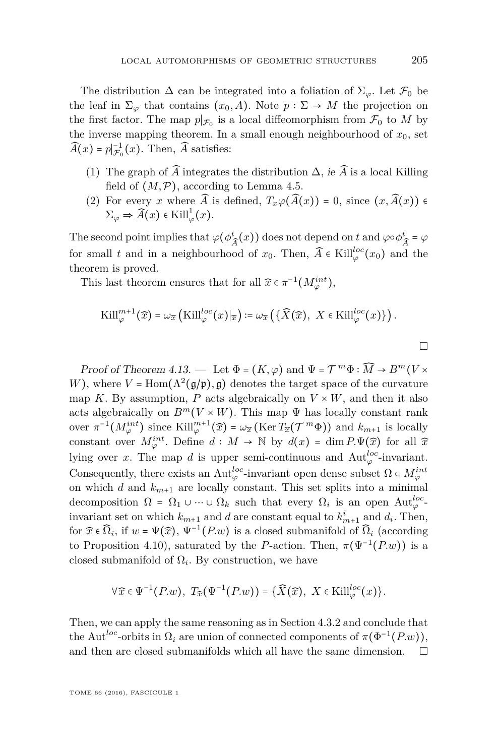The distribution $\Delta$ can be integrated into a foliation of $\Sigma_\varphi$. Let $\mathcal{F}_0$ be the leaf in $\Sigma_\varphi$ that contains $(x_0, A)$. Note $p : \Sigma \to M$ the projection on the first factor. The map $p|_{\mathcal{F}_0}$ is a local diffeomorphism from $\mathcal{F}_0$ to $M$ by the inverse mapping theorem. In a small enough neighbourhood of $x_0$, set $\widehat{A}(x) = p|_{\mathcal{F}_0}^{-1}(x)$. Then, $\widehat{A}$ satisfies:

1. The graph of $\widehat{A}$ integrates the distribution $\Delta$, *ie* $\widehat{A}$ is a local Killing field of $(M, \mathcal{P})$, according to Lemma 4.5.
2. For every $x$ where $\widehat{A}$ is defined, $T_x\varphi(\widehat{A}(x)) = 0$, since $(x, \widehat{A}(x)) \in \Sigma_\varphi \Rightarrow \widehat{A}(x) \in \mathrm{Kill}^1_\varphi(x)$.

The second point implies that $\varphi(\phi^t_{\widehat{A}}(x))$ does not depend on $t$ and $\varphi \circ \phi^t_{\widehat{A}} = \varphi$ for small $t$ and in a neighbourhood of $x_0$. Then, $\widehat{A} \in \mathrm{Kill}^{loc}_\varphi(x_0)$ and the theorem is proved.

This last theorem ensures that for all $\widehat{x} \in \pi^{-1}(M^{int}_\varphi)$,

$$\mathrm{Kill}^{m+1}_\varphi(\widehat{x}) = \omega_{\widehat{x}}\left(\mathrm{Kill}^{loc}_\varphi(x)|_{\widehat{x}}\right) := \omega_{\widehat{x}}\left(\{\widehat{X}(\widehat{x}),\ X \in \mathrm{Kill}^{loc}_\varphi(x)\}\right).$$

□

*Proof of Theorem 4.13.* — Let $\Phi = (K, \varphi)$ and $\Psi = \mathcal{T}^m\Phi : \widehat{M} \to B^m(V \times W)$, where $V = \mathrm{Hom}(\Lambda^2(\mathfrak{g}/\mathfrak{p}), \mathfrak{g})$ denotes the target space of the curvature map $K$. By assumption, $P$ acts algebraically on $V \times W$, and then it also acts algebraically on $B^m(V \times W)$. This map $\Psi$ has locally constant rank over $\pi^{-1}(M^{int}_\varphi)$ since $\mathrm{Kill}^{m+1}_\varphi(\widehat{x}) = \omega_{\widehat{x}}(\mathrm{Ker}\, T_{\widehat{x}}(\mathcal{T}^m\Phi))$ and $k_{m+1}$ is locally constant over $M^{int}_\varphi$. Define $d : M \to \mathbb{N}$ by $d(x) = \dim P.\Psi(\widehat{x})$ for all $\widehat{x}$ lying over $x$. The map $d$ is upper semi-continuous and $\mathrm{Aut}^{loc}_\varphi$-invariant. Consequently, there exists an $\mathrm{Aut}^{loc}_\varphi$-invariant open dense subset $\Omega \subset M^{int}_\varphi$ on which $d$ and $k_{m+1}$ are locally constant. This set splits into a minimal decomposition $\Omega = \Omega_1 \cup \cdots \cup \Omega_k$ such that every $\Omega_i$ is an open $\mathrm{Aut}^{loc}_\varphi$-invariant set on which $k_{m+1}$ and $d$ are constant equal to $k^i_{m+1}$ and $d_i$. Then, for $\widehat{x} \in \widehat{\Omega}_i$, if $w = \Psi(\widehat{x})$, $\Psi^{-1}(P.w)$ is a closed submanifold of $\widehat{\Omega}_i$ (according to Proposition 4.10), saturated by the $P$-action. Then, $\pi(\Psi^{-1}(P.w))$ is a closed submanifold of $\Omega_i$. By construction, we have

$$\forall \widehat{x} \in \Psi^{-1}(P.w),\ T_{\widehat{x}}(\Psi^{-1}(P.w)) = \{\widehat{X}(\widehat{x}),\ X \in \mathrm{Kill}^{loc}_\varphi(x)\}.$$

Then, we can apply the same reasoning as in Section 4.3.2 and conclude that the $\mathrm{Aut}^{loc}$-orbits in $\Omega_i$ are union of connected components of $\pi(\Phi^{-1}(P.w))$, and then are closed submanifolds which all have the same dimension. □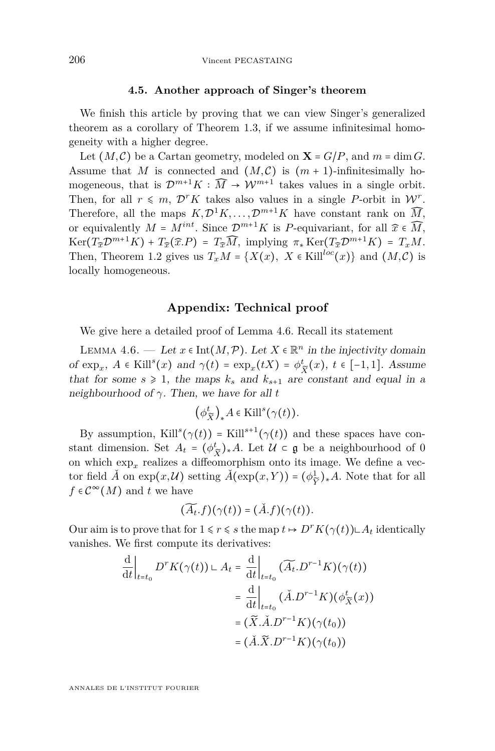### 4.5. Another approach of Singer's theorem

We finish this article by proving that we can view Singer's generalized theorem as a corollary of Theorem 1.3, if we assume infinitesimal homogeneity with a higher degree.

Let $(M,\mathcal{C})$ be a Cartan geometry, modeled on $\mathbf{X} = G/P$, and $m = \dim G$. Assume that $M$ is connected and $(M,\mathcal{C})$ is $(m+1)$-infinitesimally homogeneous, that is $\mathcal{D}^{m+1}K : \widehat{M} \to \mathcal{W}^{m+1}$ takes values in a single orbit. Then, for all $r \leqslant m$, $\mathcal{D}^r K$ takes also values in a single $P$-orbit in $\mathcal{W}^r$. Therefore, all the maps $K, \mathcal{D}^1 K, \dots, \mathcal{D}^{m+1}K$ have constant rank on $\widehat{M}$, or equivalently $M = M^{int}$. Since $\mathcal{D}^{m+1}K$ is $P$-equivariant, for all $\widehat{x} \in \widehat{M}$, $\operatorname{Ker}(T_{\widehat{x}}\mathcal{D}^{m+1}K) + T_{\widehat{x}}(\widehat{x}.P) = T_{\widehat{x}}\widehat{M}$, implying $\pi_* \operatorname{Ker}(T_{\widehat{x}}\mathcal{D}^{m+1}K) = T_x M$. Then, Theorem 1.2 gives us $T_x M = \{X(x),\ X \in \operatorname{Kill}^{loc}(x)\}$ and $(M,\mathcal{C})$ is locally homogeneous.

## Appendix: Technical proof

We give here a detailed proof of Lemma 4.6. Recall its statement

Lemma 4.6. — *Let $x \in \operatorname{Int}(M,\mathcal{P})$. Let $X \in \mathbb{R}^n$ in the injectivity domain of $\exp_x$, $A \in \operatorname{Kill}^s(x)$ and $\gamma(t) = \exp_x(tX) = \phi^t_{\widetilde{X}}(x)$, $t \in [-1,1]$. Assume that for some $s \geqslant 1$, the maps $k_s$ and $k_{s+1}$ are constant and equal in a neighbourhood of $\gamma$. Then, we have for all $t$*

$$\left(\phi^t_{\widetilde{X}}\right)_* A \in \operatorname{Kill}^s(\gamma(t)).$$

By assumption, $\operatorname{Kill}^s(\gamma(t)) = \operatorname{Kill}^{s+1}(\gamma(t))$ and these spaces have constant dimension. Set $A_t = (\phi^t_{\widetilde{X}})_* A$. Let $\mathcal{U} \subset \mathfrak{g}$ be a neighbourhood of 0 on which $\exp_x$ realizes a diffeomorphism onto its image. We define a vector field $\check{A}$ on $\exp(x,\mathcal{U})$ setting $\check{A}(\exp(x,Y)) = (\phi^1_{\widetilde{Y}})_* A$. Note that for all $f \in \mathcal{C}^\infty(M)$ and $t$ we have

$$(\widetilde{A_t}.f)(\gamma(t)) = (\check{A}.f)(\gamma(t)).$$

Our aim is to prove that for $1 \leqslant r \leqslant s$ the map $t \mapsto D^r K(\gamma(t)) \llcorner A_t$ identically vanishes. We first compute its derivatives:

$$\begin{aligned}
\left.\frac{\mathrm{d}}{\mathrm{d}t}\right|_{t=t_0} D^r K(\gamma(t)) \llcorner A_t &= \left.\frac{\mathrm{d}}{\mathrm{d}t}\right|_{t=t_0} (\widetilde{A_t}.D^{r-1}K)(\gamma(t)) \\
&= \left.\frac{\mathrm{d}}{\mathrm{d}t}\right|_{t=t_0} (\check{A}.D^{r-1}K)(\phi^t_{\widetilde{X}}(x)) \\
&= (\widetilde{X}.\check{A}.D^{r-1}K)(\gamma(t_0)) \\
&= (\check{A}.\widetilde{X}.D^{r-1}K)(\gamma(t_0))
\end{aligned}$$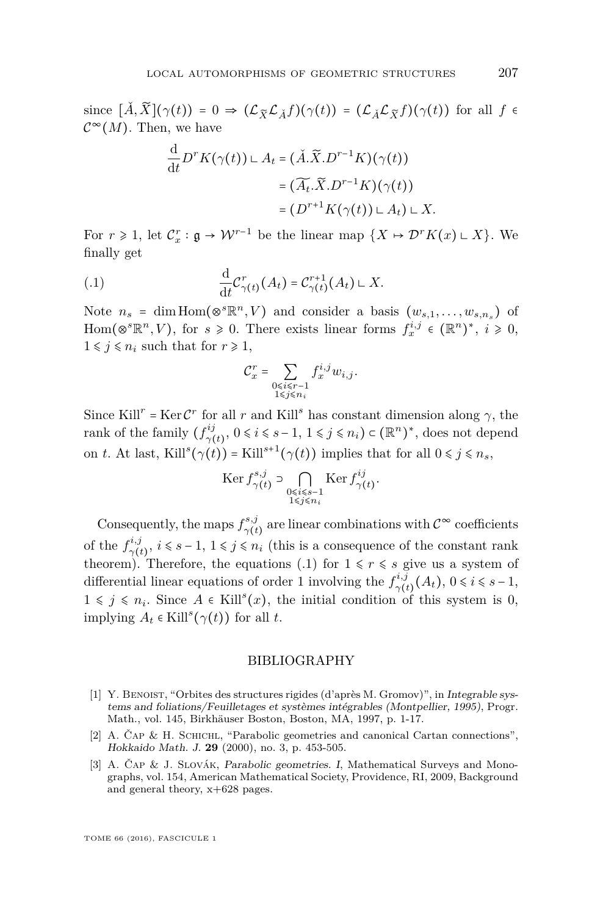since $[\check{A}, \widetilde{X}](\gamma(t)) = 0 \Rightarrow (\mathcal{L}_{\widetilde{X}}\mathcal{L}_{\check{A}}f)(\gamma(t)) = (\mathcal{L}_{\check{A}}\mathcal{L}_{\widetilde{X}}f)(\gamma(t))$ for all $f \in \mathcal{C}^\infty(M)$. Then, we have

$$\begin{aligned}\frac{\mathrm{d}}{\mathrm{d}t} D^r K(\gamma(t)) \llcorner A_t &= (\check{A}.\widetilde{X}.D^{r-1}K)(\gamma(t)) \\ &= (\widetilde{A_t}.\widetilde{X}.D^{r-1}K)(\gamma(t)) \\ &= (D^{r+1}K(\gamma(t)) \llcorner A_t) \llcorner X.\end{aligned}$$

For $r \geqslant 1$, let $\mathcal{C}^r_x : \mathfrak{g} \to \mathcal{W}^{r-1}$ be the linear map $\{X \mapsto \mathcal{D}^r K(x) \llcorner X\}$. We finally get

$$\frac{\mathrm{d}}{\mathrm{d}t}\mathcal{C}^r_{\gamma(t)}(A_t) = \mathcal{C}^{r+1}_{\gamma(t)}(A_t) \llcorner X. \tag{.1}$$

Note $n_s = \dim \operatorname{Hom}(\otimes^s \mathbb{R}^n, V)$ and consider a basis $(w_{s,1}, \ldots, w_{s,n_s})$ of $\operatorname{Hom}(\otimes^s \mathbb{R}^n, V)$, for $s \geqslant 0$. There exists linear forms $f^{i,j}_x \in (\mathbb{R}^n)^*$, $i \geqslant 0$, $1 \leqslant j \leqslant n_i$ such that for $r \geqslant 1$,

$$\mathcal{C}^r_x = \sum_{\substack{0 \leqslant i \leqslant r-1 \\ 1 \leqslant j \leqslant n_i}} f^{i,j}_x w_{i,j}.$$

Since $\mathrm{Kill}^r = \operatorname{Ker} \mathcal{C}^r$ for all $r$ and $\mathrm{Kill}^s$ has constant dimension along $\gamma$, the rank of the family $(f^{ij}_{\gamma(t)},\ 0 \leqslant i \leqslant s-1,\ 1 \leqslant j \leqslant n_i) \subset (\mathbb{R}^n)^*$, does not depend on $t$. At last, $\mathrm{Kill}^s(\gamma(t)) = \mathrm{Kill}^{s+1}(\gamma(t))$ implies that for all $0 \leqslant j \leqslant n_s$,

$$\operatorname{Ker} f^{s,j}_{\gamma(t)} \supset \bigcap_{\substack{0 \leqslant i \leqslant s-1 \\ 1 \leqslant j \leqslant n_i}} \operatorname{Ker} f^{ij}_{\gamma(t)}.$$

Consequently, the maps $f^{s,j}_{\gamma(t)}$ are linear combinations with $\mathcal{C}^\infty$ coefficients of the $f^{i,j}_{\gamma(t)}$, $i \leqslant s-1$, $1 \leqslant j \leqslant n_i$ (this is a consequence of the constant rank theorem). Therefore, the equations (.1) for $1 \leqslant r \leqslant s$ give us a system of differential linear equations of order 1 involving the $f^{i,j}_{\gamma(t)}(A_t)$, $0 \leqslant i \leqslant s-1$, $1 \leqslant j \leqslant n_i$. Since $A \in \mathrm{Kill}^s(x)$, the initial condition of this system is 0, implying $A_t \in \mathrm{Kill}^s(\gamma(t))$ for all $t$.

## BIBLIOGRAPHY

[1] Y. Benoist, "Orbites des structures rigides (d'après M. Gromov)", in *Integrable systems and foliations/Feuilletages et systèmes intégrables (Montpellier, 1995)*, Progr. Math., vol. 145, Birkhäuser Boston, Boston, MA, 1997, p. 1-17.

[2] A. Čap & H. Schichl, "Parabolic geometries and canonical Cartan connections", *Hokkaido Math. J.* **29** (2000), no. 3, p. 453-505.

[3] A. Čap & J. Slovák, *Parabolic geometries. I*, Mathematical Surveys and Monographs, vol. 154, American Mathematical Society, Providence, RI, 2009, Background and general theory, x+628 pages.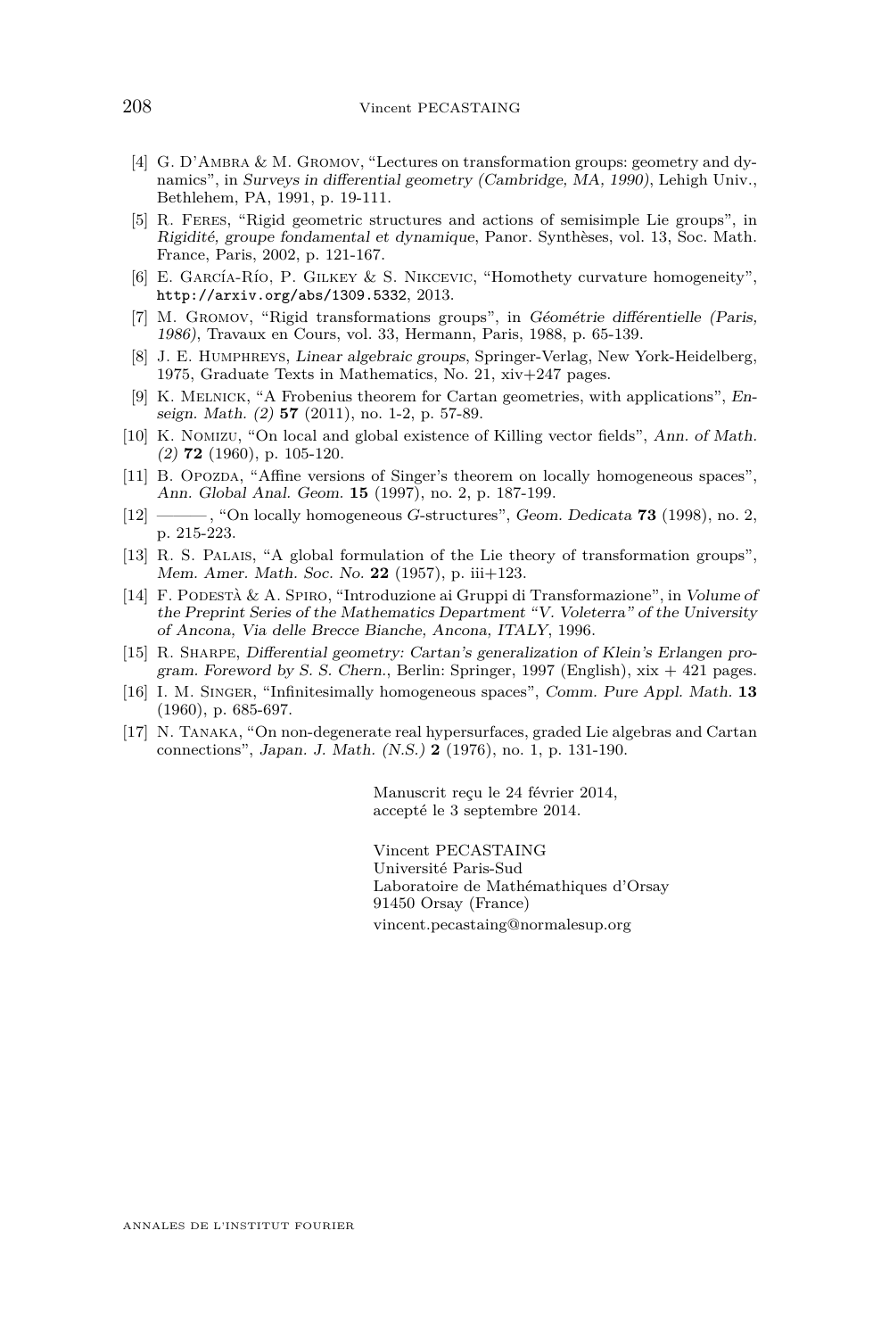[4] G. D'Ambra & M. Gromov, "Lectures on transformation groups: geometry and dynamics", in *Surveys in differential geometry (Cambridge, MA, 1990)*, Lehigh Univ., Bethlehem, PA, 1991, p. 19-111.

[5] R. Feres, "Rigid geometric structures and actions of semisimple Lie groups", in *Rigidité, groupe fondamental et dynamique*, Panor. Synthèses, vol. 13, Soc. Math. France, Paris, 2002, p. 121-167.

[6] E. García-Río, P. Gilkey & S. Nikcevic, "Homothety curvature homogeneity", `http://arxiv.org/abs/1309.5332`, 2013.

[7] M. Gromov, "Rigid transformations groups", in *Géométrie différentielle (Paris, 1986)*, Travaux en Cours, vol. 33, Hermann, Paris, 1988, p. 65-139.

[8] J. E. Humphreys, *Linear algebraic groups*, Springer-Verlag, New York-Heidelberg, 1975, Graduate Texts in Mathematics, No. 21, xiv+247 pages.

[9] K. Melnick, "A Frobenius theorem for Cartan geometries, with applications", *Enseign. Math. (2)* **57** (2011), no. 1-2, p. 57-89.

[10] K. Nomizu, "On local and global existence of Killing vector fields", *Ann. of Math. (2)* **72** (1960), p. 105-120.

[11] B. Opozda, "Affine versions of Singer's theorem on locally homogeneous spaces", *Ann. Global Anal. Geom.* **15** (1997), no. 2, p. 187-199.

[12] ———, "On locally homogeneous $G$-structures", *Geom. Dedicata* **73** (1998), no. 2, p. 215-223.

[13] R. S. Palais, "A global formulation of the Lie theory of transformation groups", *Mem. Amer. Math. Soc. No.* **22** (1957), p. iii+123.

[14] F. Podestà & A. Spiro, "Introduzione ai Gruppi di Transformazione", in *Volume of the Preprint Series of the Mathematics Department "V. Voleterra" of the University of Ancona, Via delle Brecce Bianche, Ancona, ITALY*, 1996.

[15] R. Sharpe, *Differential geometry: Cartan's generalization of Klein's Erlangen program. Foreword by S. S. Chern.*, Berlin: Springer, 1997 (English), xix + 421 pages.

[16] I. M. Singer, "Infinitesimally homogeneous spaces", *Comm. Pure Appl. Math.* **13** (1960), p. 685-697.

[17] N. Tanaka, "On non-degenerate real hypersurfaces, graded Lie algebras and Cartan connections", *Japan. J. Math. (N.S.)* **2** (1976), no. 1, p. 131-190.

Manuscrit reçu le 24 février 2014,
accepté le 3 septembre 2014.

Vincent PECASTAING
Université Paris-Sud
Laboratoire de Mathémathiques d'Orsay
91450 Orsay (France)
vincent.pecastaing@normalesup.org